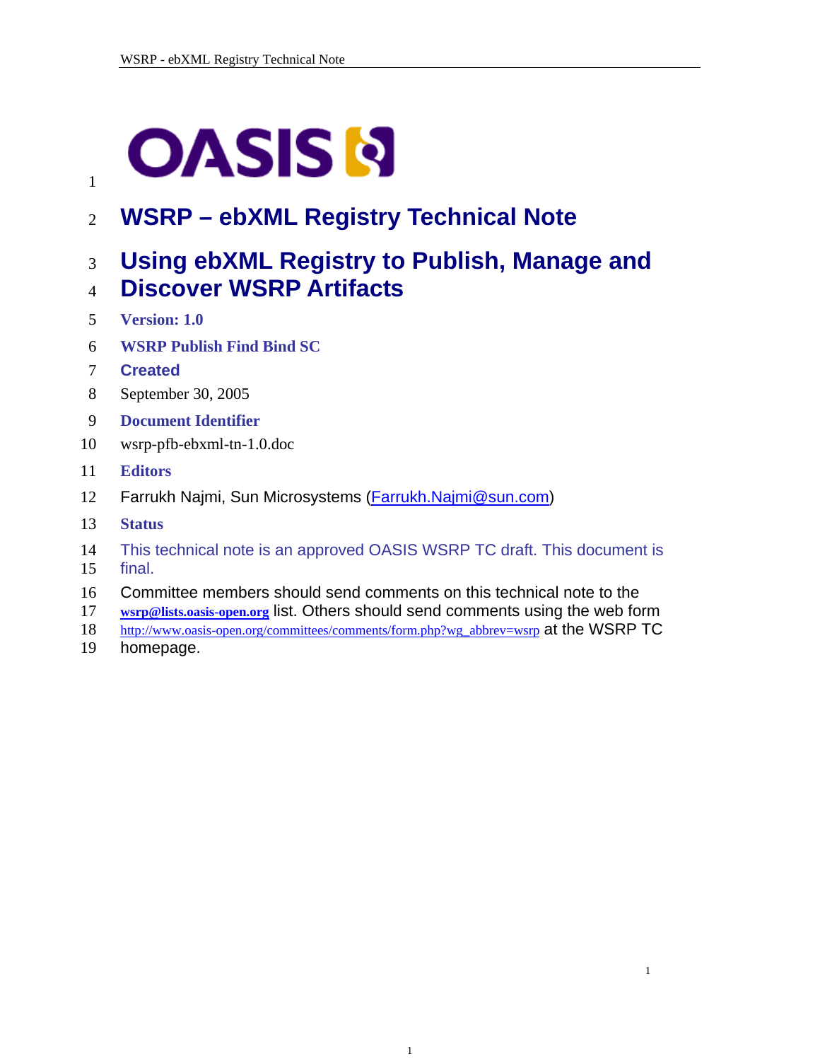# WSRP – ebXML Registry Technical Note

# Using ebXML Registry to Publish, Manage and Discover WSRP Artifacts

**Version: 1.0**

**WSRP Publish Find Bind SC**

**Created**

September 30, 2005

**Document Identifier**

wsrp-pfb-ebxml-tn-1.0.doc

**Editors**

Farrukh Najmi, Sun Microsystems (Farrukh.Najmi@sun.com)

**Status**

This technical note is an approved OASIS WSRP TC draft. This document is final.

Committee members should send comments on this technical note to the **wsrp@lists.oasis-open.org** list. Others should send comments using the web form http://www.oasis-open.org/committees/comments/form.php?wg_abbrev=wsrp at the WSRP TC homepage.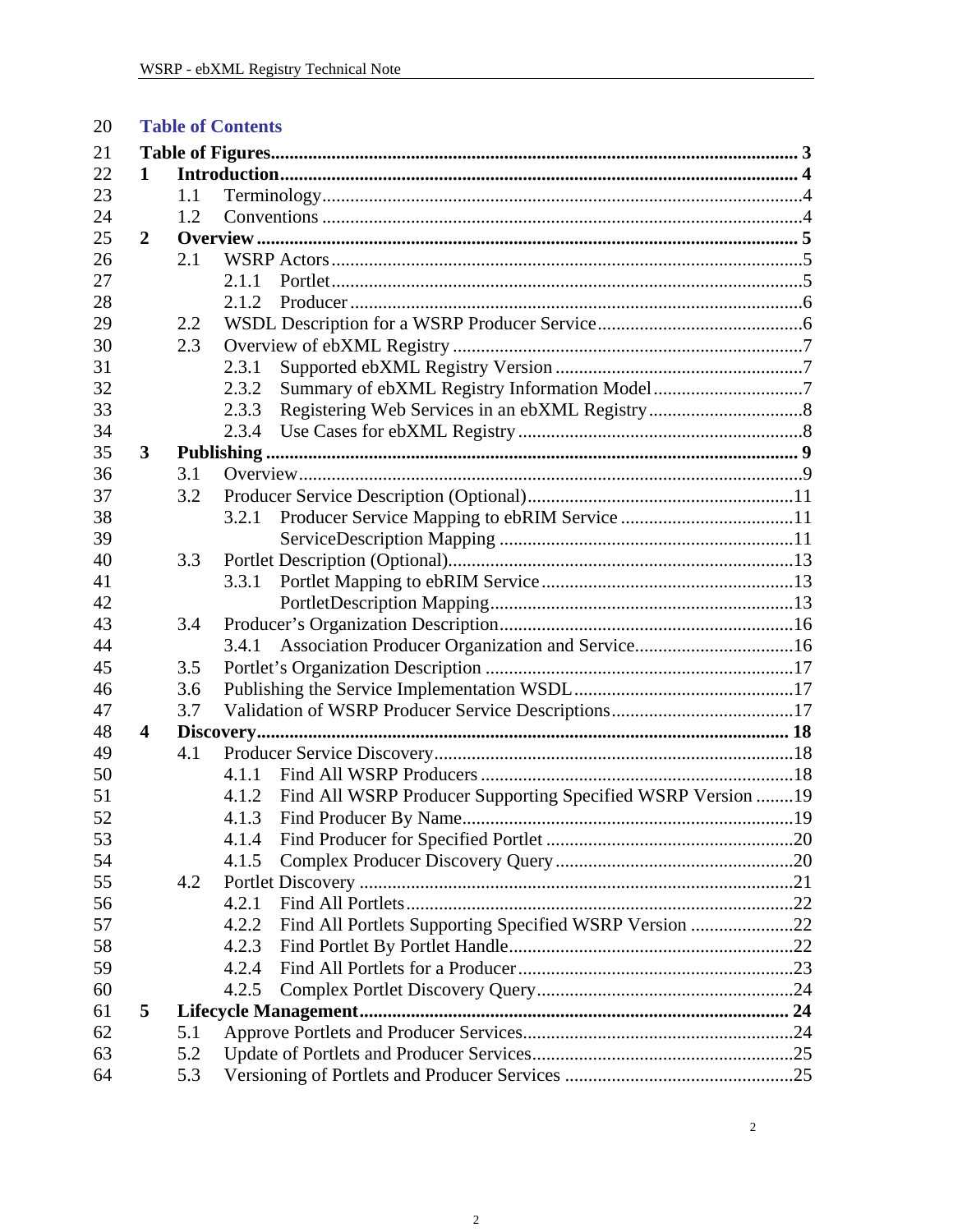# Table of Contents

Table of Figures ... 3

1 Introduction ... 4
- 1.1 Terminology ... 4
- 1.2 Conventions ... 4

2 Overview ... 5
- 2.1 WSRP Actors ... 5
  - 2.1.1 Portlet ... 5
  - 2.1.2 Producer ... 6
- 2.2 WSDL Description for a WSRP Producer Service ... 6
- 2.3 Overview of ebXML Registry ... 7
  - 2.3.1 Supported ebXML Registry Version ... 7
  - 2.3.2 Summary of ebXML Registry Information Model ... 7
  - 2.3.3 Registering Web Services in an ebXML Registry ... 8
  - 2.3.4 Use Cases for ebXML Registry ... 8

3 Publishing ... 9
- 3.1 Overview ... 9
- 3.2 Producer Service Description (Optional) ... 11
  - 3.2.1 Producer Service Mapping to ebRIM Service ... 11
  - ServiceDescription Mapping ... 11
- 3.3 Portlet Description (Optional) ... 13
  - 3.3.1 Portlet Mapping to ebRIM Service ... 13
  - PortletDescription Mapping ... 13
- 3.4 Producer's Organization Description ... 16
  - 3.4.1 Association Producer Organization and Service ... 16
- 3.5 Portlet's Organization Description ... 17
- 3.6 Publishing the Service Implementation WSDL ... 17
- 3.7 Validation of WSRP Producer Service Descriptions ... 17

4 Discovery ... 18
- 4.1 Producer Service Discovery ... 18
  - 4.1.1 Find All WSRP Producers ... 18
  - 4.1.2 Find All WSRP Producer Supporting Specified WSRP Version ... 19
  - 4.1.3 Find Producer By Name ... 19
  - 4.1.4 Find Producer for Specified Portlet ... 20
  - 4.1.5 Complex Producer Discovery Query ... 20
- 4.2 Portlet Discovery ... 21
  - 4.2.1 Find All Portlets ... 22
  - 4.2.2 Find All Portlets Supporting Specified WSRP Version ... 22
  - 4.2.3 Find Portlet By Portlet Handle ... 22
  - 4.2.4 Find All Portlets for a Producer ... 23
  - 4.2.5 Complex Portlet Discovery Query ... 24

5 Lifecycle Management ... 24
- 5.1 Approve Portlets and Producer Services ... 24
- 5.2 Update of Portlets and Producer Services ... 25
- 5.3 Versioning of Portlets and Producer Services ... 25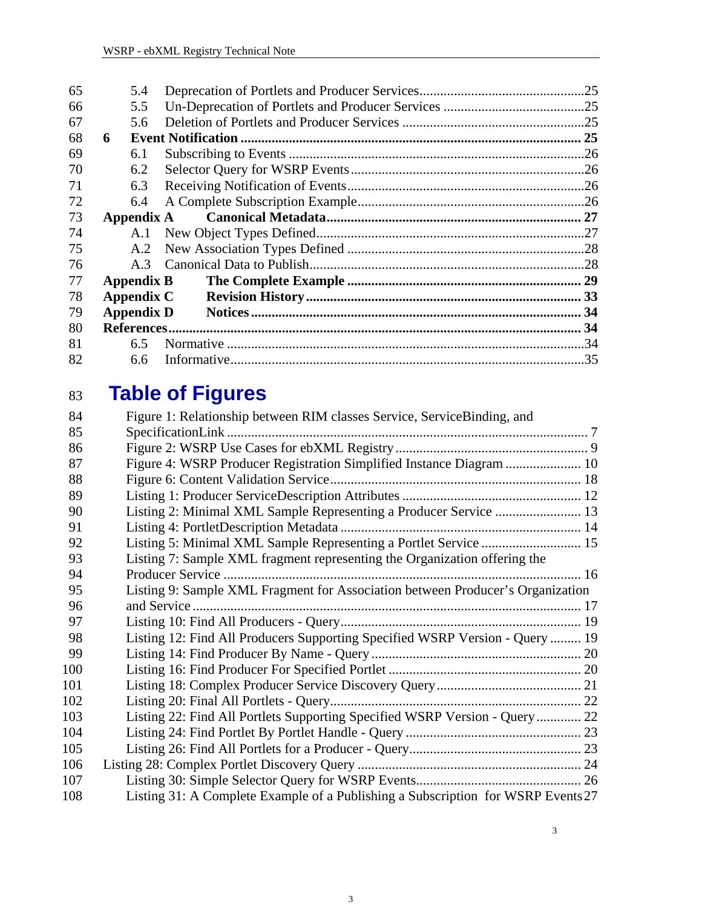65 5.4 Deprecation of Portlets and Producer Services ........................................ 25
66 5.5 Un-Deprecation of Portlets and Producer Services ........................................ 25
67 5.6 Deletion of Portlets and Producer Services ........................................ 25
68 **6 Event Notification ........................................ 25**
69 6.1 Subscribing to Events ........................................ 26
70 6.2 Selector Query for WSRP Events ........................................ 26
71 6.3 Receiving Notification of Events ........................................ 26
72 6.4 A Complete Subscription Example ........................................ 26
73 **Appendix A Canonical Metadata ........................................ 27**
74 A.1 New Object Types Defined ........................................ 27
75 A.2 New Association Types Defined ........................................ 28
76 A.3 Canonical Data to Publish ........................................ 28
77 **Appendix B The Complete Example ........................................ 29**
78 **Appendix C Revision History ........................................ 33**
79 **Appendix D Notices ........................................ 34**
80 **References ........................................ 34**
81 6.5 Normative ........................................ 34
82 6.6 Informative ........................................ 35

83 # Table of Figures

84 Figure 1: Relationship between RIM classes Service, ServiceBinding, and
85 SpecificationLink ........................................ 7
86 Figure 2: WSRP Use Cases for ebXML Registry ........................................ 9
87 Figure 4: WSRP Producer Registration Simplified Instance Diagram ........................................ 10
88 Figure 6: Content Validation Service ........................................ 18
89 Listing 1: Producer ServiceDescription Attributes ........................................ 12
90 Listing 2: Minimal XML Sample Representing a Producer Service ........................................ 13
91 Listing 4: PortletDescription Metadata ........................................ 14
92 Listing 5: Minimal XML Sample Representing a Portlet Service ........................................ 15
93 Listing 7: Sample XML fragment representing the Organization offering the
94 Producer Service ........................................ 16
95 Listing 9: Sample XML Fragment for Association between Producer's Organization
96 and Service ........................................ 17
97 Listing 10: Find All Producers - Query ........................................ 19
98 Listing 12: Find All Producers Supporting Specified WSRP Version - Query ........................................ 19
99 Listing 14: Find Producer By Name - Query ........................................ 20
100 Listing 16: Find Producer For Specified Portlet ........................................ 20
101 Listing 18: Complex Producer Service Discovery Query ........................................ 21
102 Listing 20: Final All Portlets - Query ........................................ 22
103 Listing 22: Find All Portlets Supporting Specified WSRP Version - Query ........................................ 22
104 Listing 24: Find Portlet By Portlet Handle - Query ........................................ 23
105 Listing 26: Find All Portlets for a Producer - Query ........................................ 23
106 Listing 28: Complex Portlet Discovery Query ........................................ 24
107 Listing 30: Simple Selector Query for WSRP Events ........................................ 26
108 Listing 31: A Complete Example of a Publishing a Subscription for WSRP Events 27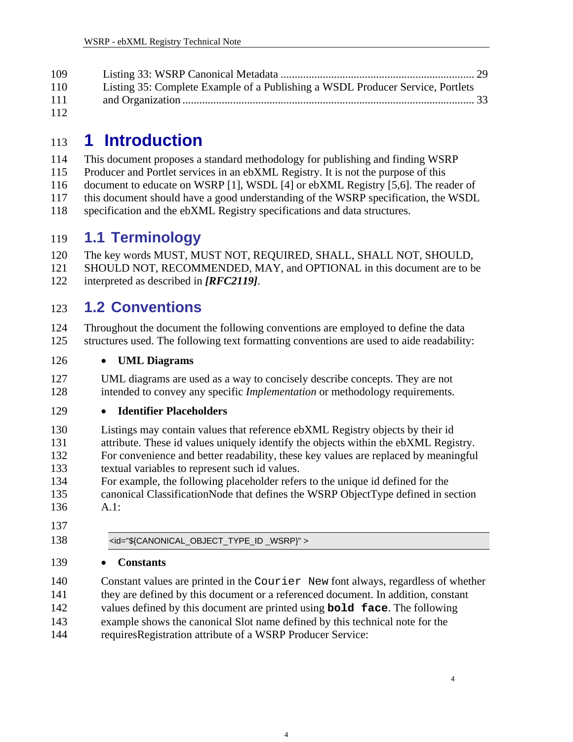Listing 33: WSRP Canonical Metadata .................................................................... 29
Listing 35: Complete Example of a Publishing a WSDL Producer Service, Portlets and Organization ...................................................................................................... 33

# 1 Introduction

This document proposes a standard methodology for publishing and finding WSRP Producer and Portlet services in an ebXML Registry. It is not the purpose of this document to educate on WSRP [1], WSDL [4] or ebXML Registry [5,6]. The reader of this document should have a good understanding of the WSRP specification, the WSDL specification and the ebXML Registry specifications and data structures.

## 1.1 Terminology

The key words MUST, MUST NOT, REQUIRED, SHALL, SHALL NOT, SHOULD, SHOULD NOT, RECOMMENDED, MAY, and OPTIONAL in this document are to be interpreted as described in ***[RFC2119]***.

## 1.2 Conventions

Throughout the document the following conventions are employed to define the data structures used. The following text formatting conventions are used to aide readability:

- **UML Diagrams**

  UML diagrams are used as a way to concisely describe concepts. They are not intended to convey any specific *Implementation* or methodology requirements.

- **Identifier Placeholders**

  Listings may contain values that reference ebXML Registry objects by their id attribute. These id values uniquely identify the objects within the ebXML Registry. For convenience and better readability, these key values are replaced by meaningful textual variables to represent such id values.
  For example, the following placeholder refers to the unique id defined for the canonical ClassificationNode that defines the WSRP ObjectType defined in section A.1:

```
<id="${CANONICAL_OBJECT_TYPE_ID _WSRP}" >
```

- **Constants**

  Constant values are printed in the `Courier New` font always, regardless of whether they are defined by this document or a referenced document. In addition, constant values defined by this document are printed using **`bold face`**. The following example shows the canonical Slot name defined by this technical note for the requiresRegistration attribute of a WSRP Producer Service: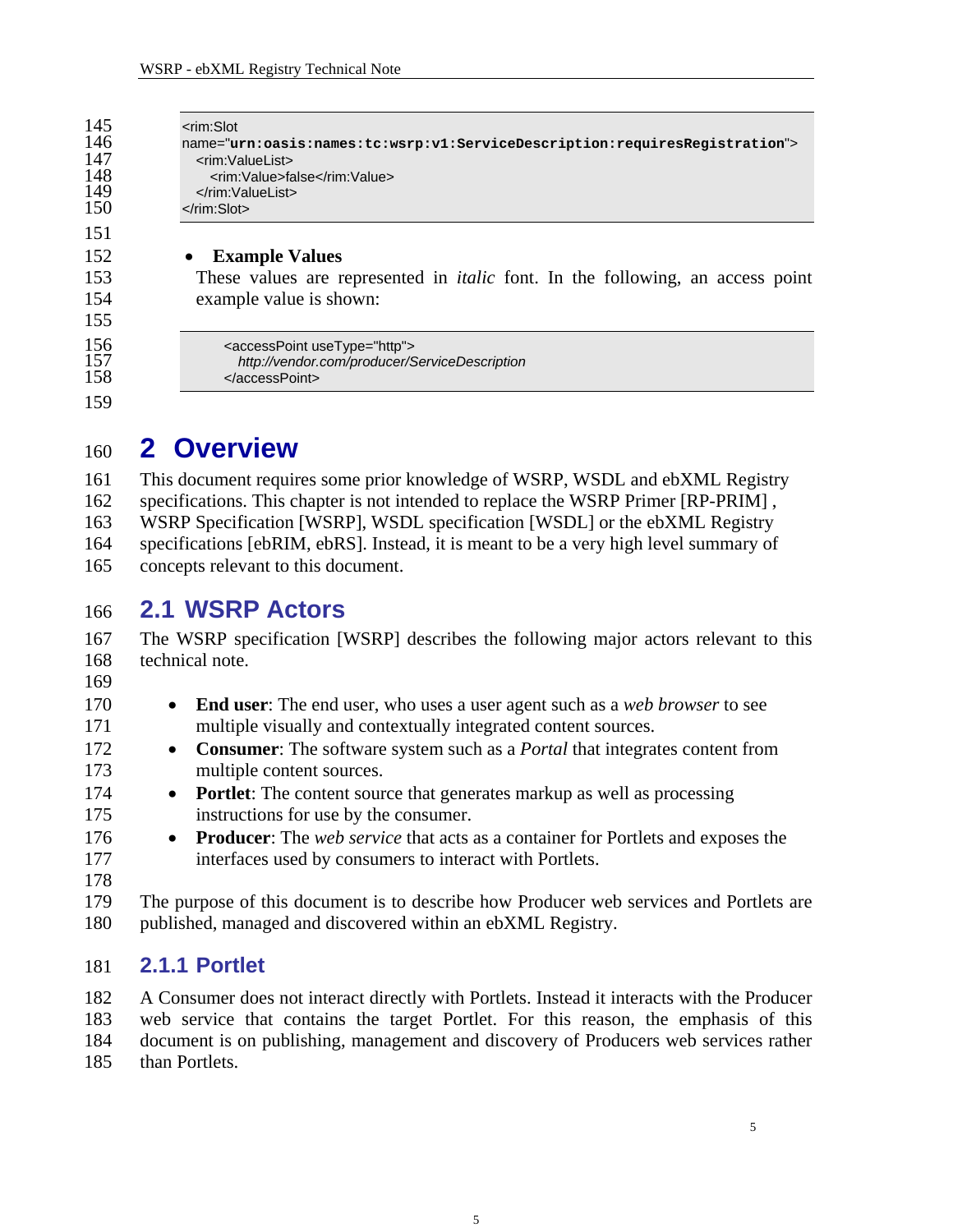```
<rim:Slot
name="urn:oasis:names:tc:wsrp:v1:ServiceDescription:requiresRegistration">
  <rim:ValueList>
    <rim:Value>false</rim:Value>
  </rim:ValueList>
</rim:Slot>
```

- **Example Values**

  These values are represented in *italic* font. In the following, an access point example value is shown:

```
<accessPoint useType="http">
  http://vendor.com/producer/ServiceDescription
</accessPoint>
```

# 2 Overview

This document requires some prior knowledge of WSRP, WSDL and ebXML Registry specifications. This chapter is not intended to replace the WSRP Primer [RP-PRIM] , WSRP Specification [WSRP], WSDL specification [WSDL] or the ebXML Registry specifications [ebRIM, ebRS]. Instead, it is meant to be a very high level summary of concepts relevant to this document.

## 2.1 WSRP Actors

The WSRP specification [WSRP] describes the following major actors relevant to this technical note.

- **End user**: The end user, who uses a user agent such as a *web browser* to see multiple visually and contextually integrated content sources.
- **Consumer**: The software system such as a *Portal* that integrates content from multiple content sources.
- **Portlet**: The content source that generates markup as well as processing instructions for use by the consumer.
- **Producer**: The *web service* that acts as a container for Portlets and exposes the interfaces used by consumers to interact with Portlets.

The purpose of this document is to describe how Producer web services and Portlets are published, managed and discovered within an ebXML Registry.

### 2.1.1 Portlet

A Consumer does not interact directly with Portlets. Instead it interacts with the Producer web service that contains the target Portlet. For this reason, the emphasis of this document is on publishing, management and discovery of Producers web services rather than Portlets.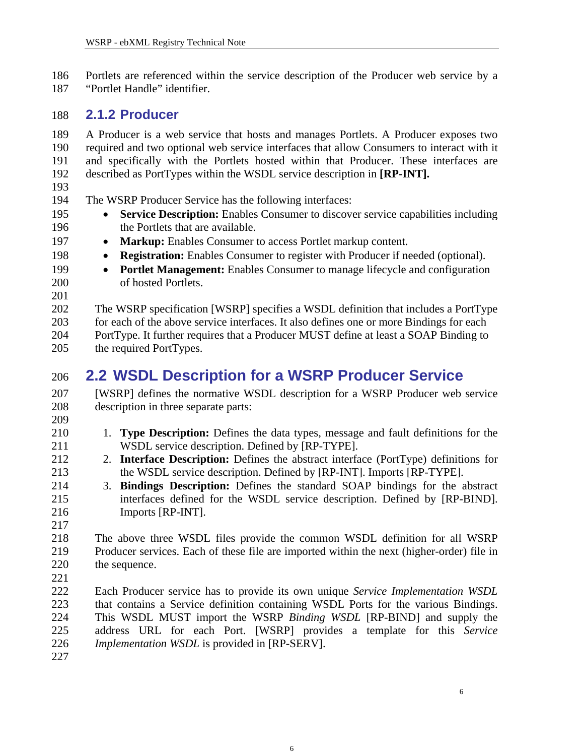Portlets are referenced within the service description of the Producer web service by a "Portlet Handle" identifier.

### 2.1.2 Producer

A Producer is a web service that hosts and manages Portlets. A Producer exposes two required and two optional web service interfaces that allow Consumers to interact with it and specifically with the Portlets hosted within that Producer. These interfaces are described as PortTypes within the WSDL service description in **[RP-INT].**

The WSRP Producer Service has the following interfaces:

- **Service Description:** Enables Consumer to discover service capabilities including the Portlets that are available.
- **Markup:** Enables Consumer to access Portlet markup content.
- **Registration:** Enables Consumer to register with Producer if needed (optional).
- **Portlet Management:** Enables Consumer to manage lifecycle and configuration of hosted Portlets.

The WSRP specification [WSRP] specifies a WSDL definition that includes a PortType for each of the above service interfaces. It also defines one or more Bindings for each PortType. It further requires that a Producer MUST define at least a SOAP Binding to the required PortTypes.

## 2.2 WSDL Description for a WSRP Producer Service

[WSRP] defines the normative WSDL description for a WSRP Producer web service description in three separate parts:

1. **Type Description:** Defines the data types, message and fault definitions for the WSDL service description. Defined by [RP-TYPE].
2. **Interface Description:** Defines the abstract interface (PortType) definitions for the WSDL service description. Defined by [RP-INT]. Imports [RP-TYPE].
3. **Bindings Description:** Defines the standard SOAP bindings for the abstract interfaces defined for the WSDL service description. Defined by [RP-BIND]. Imports [RP-INT].

The above three WSDL files provide the common WSDL definition for all WSRP Producer services. Each of these file are imported within the next (higher-order) file in the sequence.

Each Producer service has to provide its own unique *Service Implementation WSDL* that contains a Service definition containing WSDL Ports for the various Bindings. This WSDL MUST import the WSRP *Binding WSDL* [RP-BIND] and supply the address URL for each Port. [WSRP] provides a template for this *Service Implementation WSDL* is provided in [RP-SERV].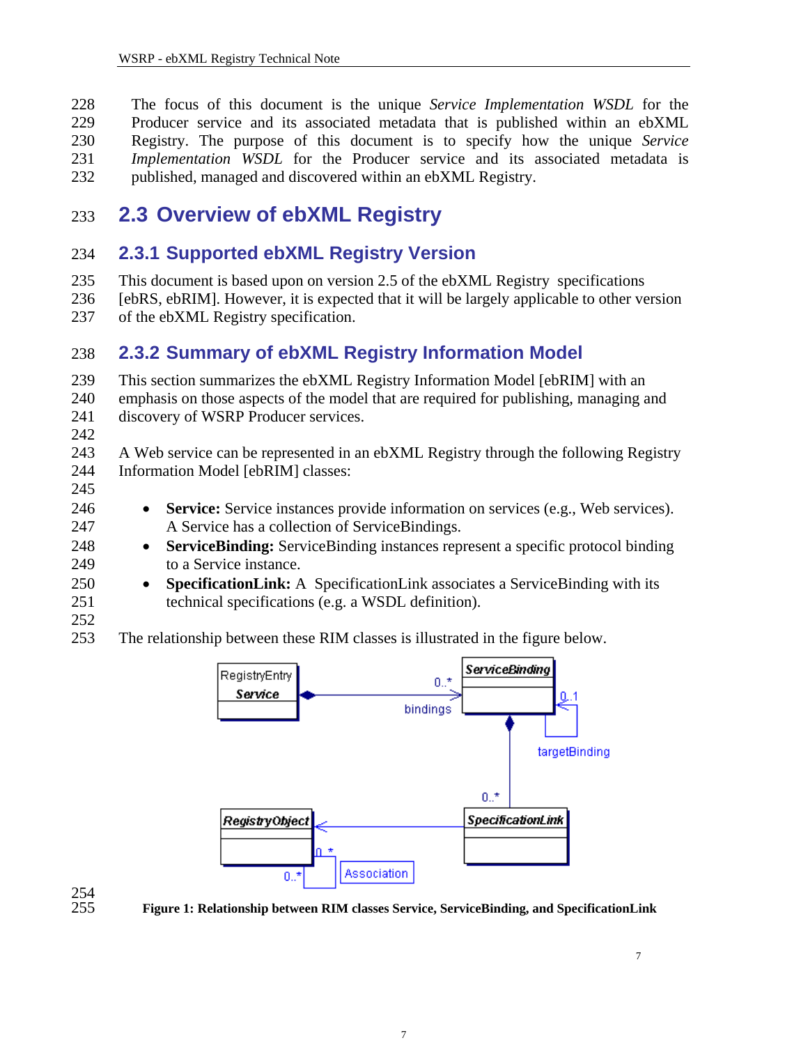The focus of this document is the unique *Service Implementation WSDL* for the Producer service and its associated metadata that is published within an ebXML Registry. The purpose of this document is to specify how the unique *Service Implementation WSDL* for the Producer service and its associated metadata is published, managed and discovered within an ebXML Registry.

## 2.3 Overview of ebXML Registry

### 2.3.1 Supported ebXML Registry Version

This document is based upon on version 2.5 of the ebXML Registry specifications [ebRS, ebRIM]. However, it is expected that it will be largely applicable to other version of the ebXML Registry specification.

### 2.3.2 Summary of ebXML Registry Information Model

This section summarizes the ebXML Registry Information Model [ebRIM] with an emphasis on those aspects of the model that are required for publishing, managing and discovery of WSRP Producer services.

A Web service can be represented in an ebXML Registry through the following Registry Information Model [ebRIM] classes:

- **Service:** Service instances provide information on services (e.g., Web services). A Service has a collection of ServiceBindings.
- **ServiceBinding:** ServiceBinding instances represent a specific protocol binding to a Service instance.
- **SpecificationLink:** A SpecificationLink associates a ServiceBinding with its technical specifications (e.g. a WSDL definition).

The relationship between these RIM classes is illustrated in the figure below.

**Figure 1: Relationship between RIM classes Service, ServiceBinding, and SpecificationLink**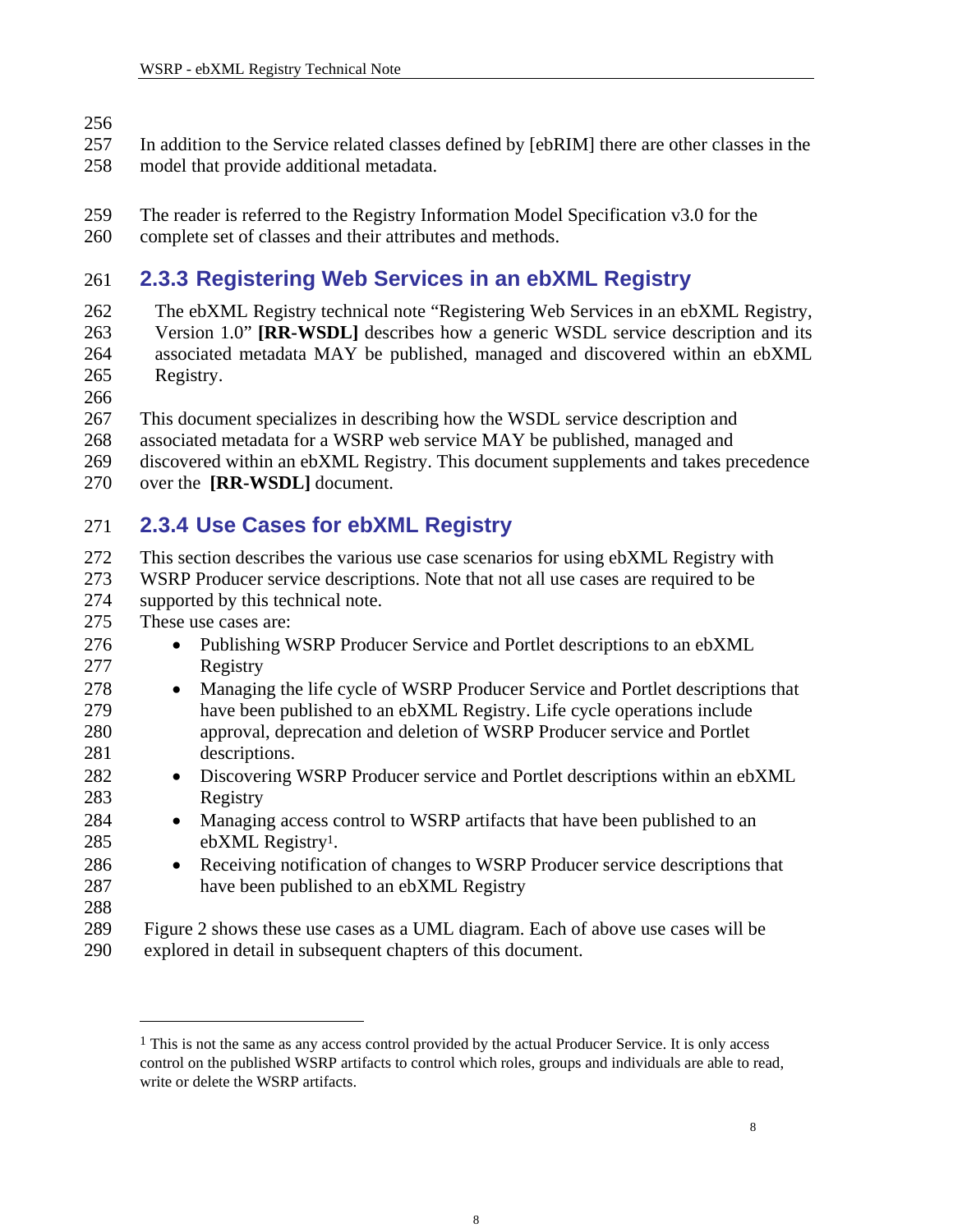In addition to the Service related classes defined by [ebRIM] there are other classes in the model that provide additional metadata.

The reader is referred to the Registry Information Model Specification v3.0 for the complete set of classes and their attributes and methods.

### 2.3.3 Registering Web Services in an ebXML Registry

The ebXML Registry technical note "Registering Web Services in an ebXML Registry, Version 1.0" **[RR-WSDL]** describes how a generic WSDL service description and its associated metadata MAY be published, managed and discovered within an ebXML Registry.

This document specializes in describing how the WSDL service description and associated metadata for a WSRP web service MAY be published, managed and discovered within an ebXML Registry. This document supplements and takes precedence over the **[RR-WSDL]** document.

### 2.3.4 Use Cases for ebXML Registry

This section describes the various use case scenarios for using ebXML Registry with WSRP Producer service descriptions. Note that not all use cases are required to be supported by this technical note.
These use cases are:

- Publishing WSRP Producer Service and Portlet descriptions to an ebXML Registry
- Managing the life cycle of WSRP Producer Service and Portlet descriptions that have been published to an ebXML Registry. Life cycle operations include approval, deprecation and deletion of WSRP Producer service and Portlet descriptions.
- Discovering WSRP Producer service and Portlet descriptions within an ebXML Registry
- Managing access control to WSRP artifacts that have been published to an ebXML Registry[1].
- Receiving notification of changes to WSRP Producer service descriptions that have been published to an ebXML Registry

Figure 2 shows these use cases as a UML diagram. Each of above use cases will be explored in detail in subsequent chapters of this document.

---

[1] This is not the same as any access control provided by the actual Producer Service. It is only access control on the published WSRP artifacts to control which roles, groups and individuals are able to read, write or delete the WSRP artifacts.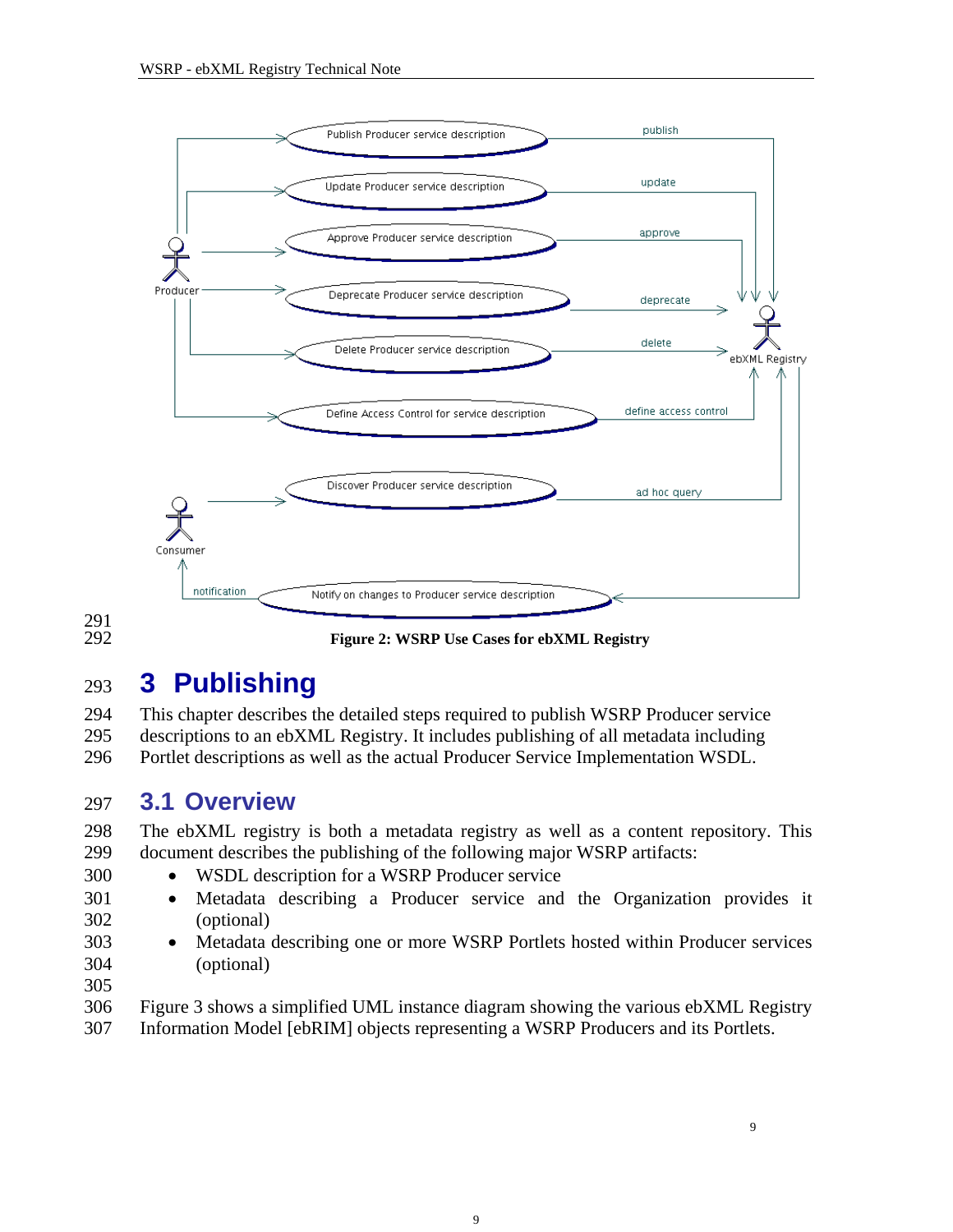Figure 2: WSRP Use Cases for ebXML Registry

# 3 Publishing

This chapter describes the detailed steps required to publish WSRP Producer service descriptions to an ebXML Registry. It includes publishing of all metadata including Portlet descriptions as well as the actual Producer Service Implementation WSDL.

## 3.1 Overview

The ebXML registry is both a metadata registry as well as a content repository. This document describes the publishing of the following major WSRP artifacts:

- WSDL description for a WSRP Producer service
- Metadata describing a Producer service and the Organization provides it (optional)
- Metadata describing one or more WSRP Portlets hosted within Producer services (optional)

Figure 3 shows a simplified UML instance diagram showing the various ebXML Registry Information Model [ebRIM] objects representing a WSRP Producers and its Portlets.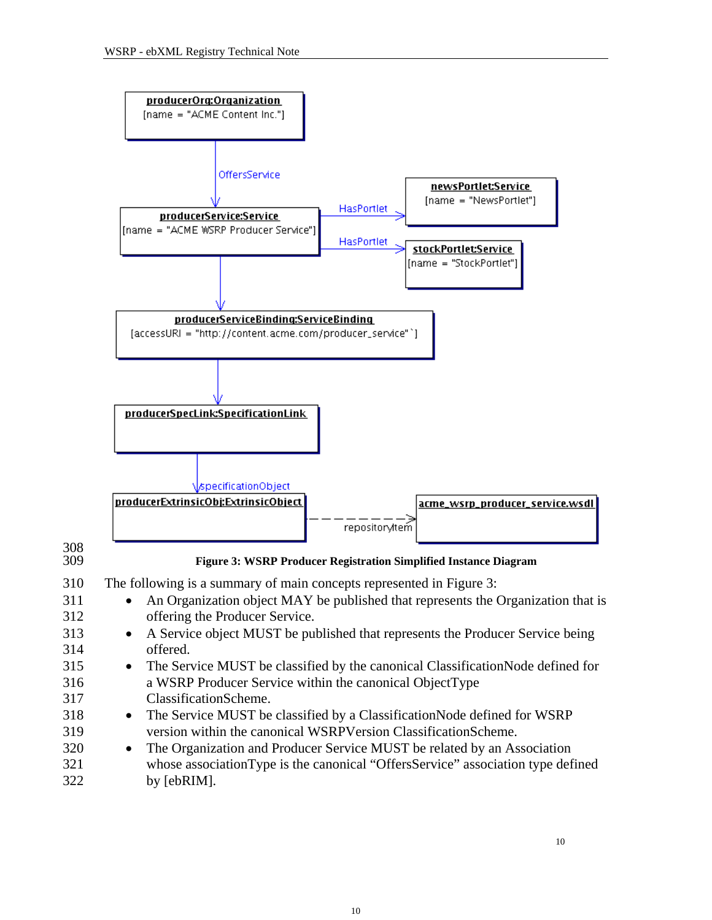**Figure 3: WSRP Producer Registration Simplified Instance Diagram**

The following is a summary of main concepts represented in Figure 3:

- An Organization object MAY be published that represents the Organization that is offering the Producer Service.
- A Service object MUST be published that represents the Producer Service being offered.
- The Service MUST be classified by the canonical ClassificationNode defined for a WSRP Producer Service within the canonical ObjectType ClassificationScheme.
- The Service MUST be classified by a ClassificationNode defined for WSRP version within the canonical WSRPVersion ClassificationScheme.
- The Organization and Producer Service MUST be related by an Association whose associationType is the canonical "OffersService" association type defined by [ebRIM].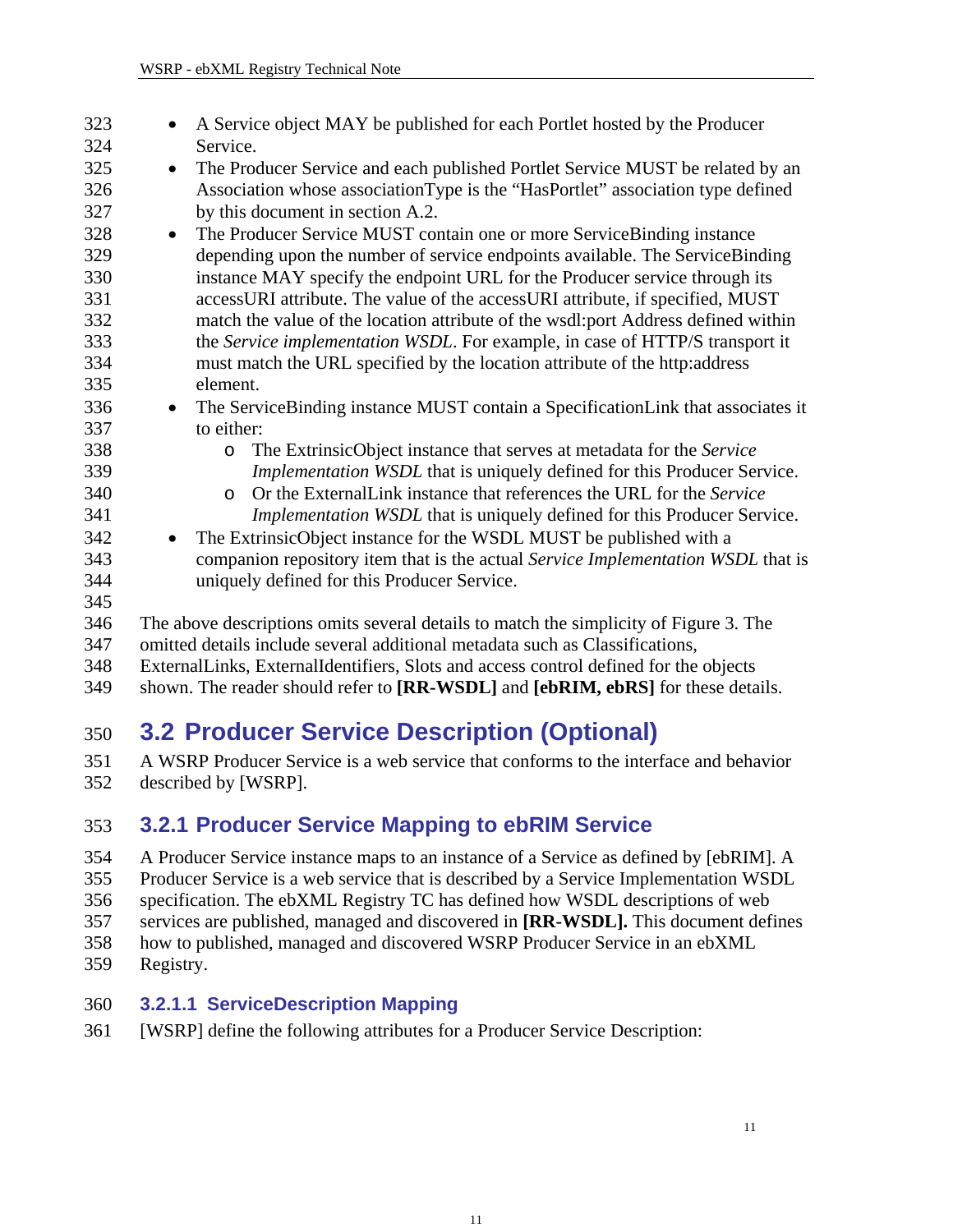- A Service object MAY be published for each Portlet hosted by the Producer Service.
- The Producer Service and each published Portlet Service MUST be related by an Association whose associationType is the "HasPortlet" association type defined by this document in section A.2.
- The Producer Service MUST contain one or more ServiceBinding instance depending upon the number of service endpoints available. The ServiceBinding instance MAY specify the endpoint URL for the Producer service through its accessURI attribute. The value of the accessURI attribute, if specified, MUST match the value of the location attribute of the wsdl:port Address defined within the *Service implementation WSDL*. For example, in case of HTTP/S transport it must match the URL specified by the location attribute of the http:address element.
- The ServiceBinding instance MUST contain a SpecificationLink that associates it to either:
  - The ExtrinsicObject instance that serves at metadata for the *Service Implementation WSDL* that is uniquely defined for this Producer Service.
  - Or the ExternalLink instance that references the URL for the *Service Implementation WSDL* that is uniquely defined for this Producer Service.
- The ExtrinsicObject instance for the WSDL MUST be published with a companion repository item that is the actual *Service Implementation WSDL* that is uniquely defined for this Producer Service.

The above descriptions omits several details to match the simplicity of Figure 3. The omitted details include several additional metadata such as Classifications, ExternalLinks, ExternalIdentifiers, Slots and access control defined for the objects shown. The reader should refer to **[RR-WSDL]** and **[ebRIM, ebRS]** for these details.

## 3.2 Producer Service Description (Optional)

A WSRP Producer Service is a web service that conforms to the interface and behavior described by [WSRP].

### 3.2.1 Producer Service Mapping to ebRIM Service

A Producer Service instance maps to an instance of a Service as defined by [ebRIM]. A Producer Service is a web service that is described by a Service Implementation WSDL specification. The ebXML Registry TC has defined how WSDL descriptions of web services are published, managed and discovered in **[RR-WSDL].** This document defines how to published, managed and discovered WSRP Producer Service in an ebXML Registry.

#### 3.2.1.1 ServiceDescription Mapping

[WSRP] define the following attributes for a Producer Service Description: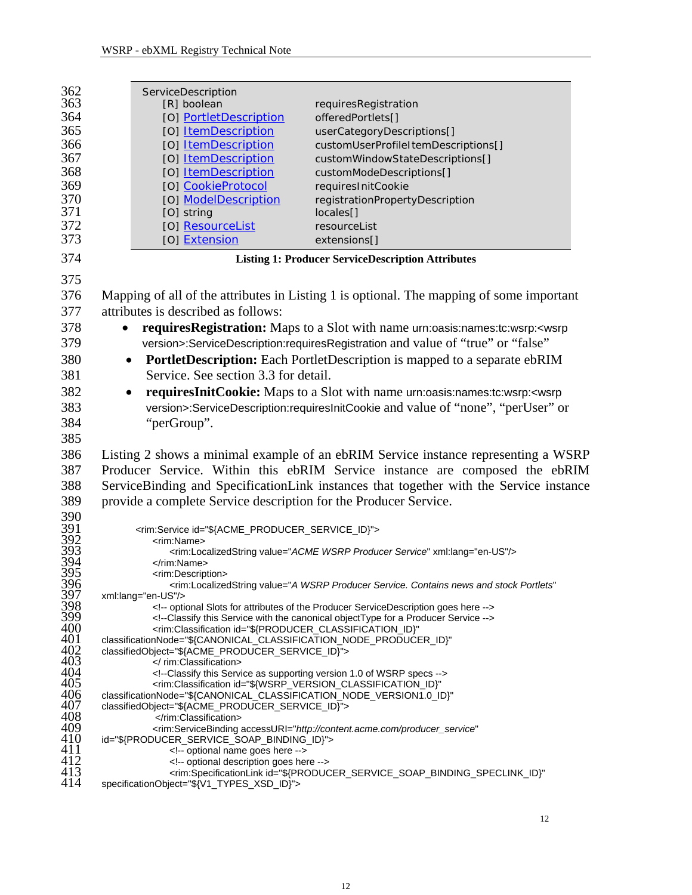```
ServiceDescription
    [R] boolean                  requiresRegistration
    [O] PortletDescription       offeredPortlets[]
    [O] ItemDescription          userCategoryDescriptions[]
    [O] ItemDescription          customUserProfileItemDescriptions[]
    [O] ItemDescription          customWindowStateDescriptions[]
    [O] ItemDescription          customModeDescriptions[]
    [O] CookieProtocol           requiresInitCookie
    [O] ModelDescription         registrationPropertyDescription
    [O] string                   locales[]
    [O] ResourceList             resourceList
    [O] Extension                extensions[]
```

**Listing 1: Producer ServiceDescription Attributes**

Mapping of all of the attributes in Listing 1 is optional. The mapping of some important attributes is described as follows:

- **requiresRegistration:** Maps to a Slot with name urn:oasis:names:tc:wsrp:<wsrp version>:ServiceDescription:requiresRegistration and value of "true" or "false"
- **PortletDescription:** Each PortletDescription is mapped to a separate ebRIM Service. See section 3.3 for detail.
- **requiresInitCookie:** Maps to a Slot with name urn:oasis:names:tc:wsrp:<wsrp version>:ServiceDescription:requiresInitCookie and value of "none", "perUser" or "perGroup".

Listing 2 shows a minimal example of an ebRIM Service instance representing a WSRP Producer Service. Within this ebRIM Service instance are composed the ebRIM ServiceBinding and SpecificationLink instances that together with the Service instance provide a complete Service description for the Producer Service.

```
<rim:Service id="${ACME_PRODUCER_SERVICE_ID}">
    <rim:Name>
        <rim:LocalizedString value="ACME WSRP Producer Service" xml:lang="en-US"/>
    </rim:Name>
    <rim:Description>
        <rim:LocalizedString value="A WSRP Producer Service. Contains news and stock Portlets" xml:lang="en-US"/>
    <!-- optional Slots for attributes of the Producer ServiceDescription goes here -->
    <!--Classify this Service with the canonical objectType for a Producer Service -->
    <rim:Classification id="${PRODUCER_CLASSIFICATION_ID}" classificationNode="${CANONICAL_CLASSIFICATION_NODE_PRODUCER_ID}" classifiedObject="${ACME_PRODUCER_SERVICE_ID}">
    </ rim:Classification>
    <!--Classify this Service as supporting version 1.0 of WSRP specs -->
    <rim:Classification id="${WSRP_VERSION_CLASSIFICATION_ID}" classificationNode="${CANONICAL_CLASSIFICATION_NODE_VERSION1.0_ID}" classifiedObject="${ACME_PRODUCER_SERVICE_ID}">
     </rim:Classification>
    <rim:ServiceBinding accessURI="http://content.acme.com/producer_service" id="${PRODUCER_SERVICE_SOAP_BINDING_ID}">
        <!-- optional name goes here -->
        <!-- optional description goes here -->
        <rim:SpecificationLink id="${PRODUCER_SERVICE_SOAP_BINDING_SPECLINK_ID}" specificationObject="${V1_TYPES_XSD_ID}">
```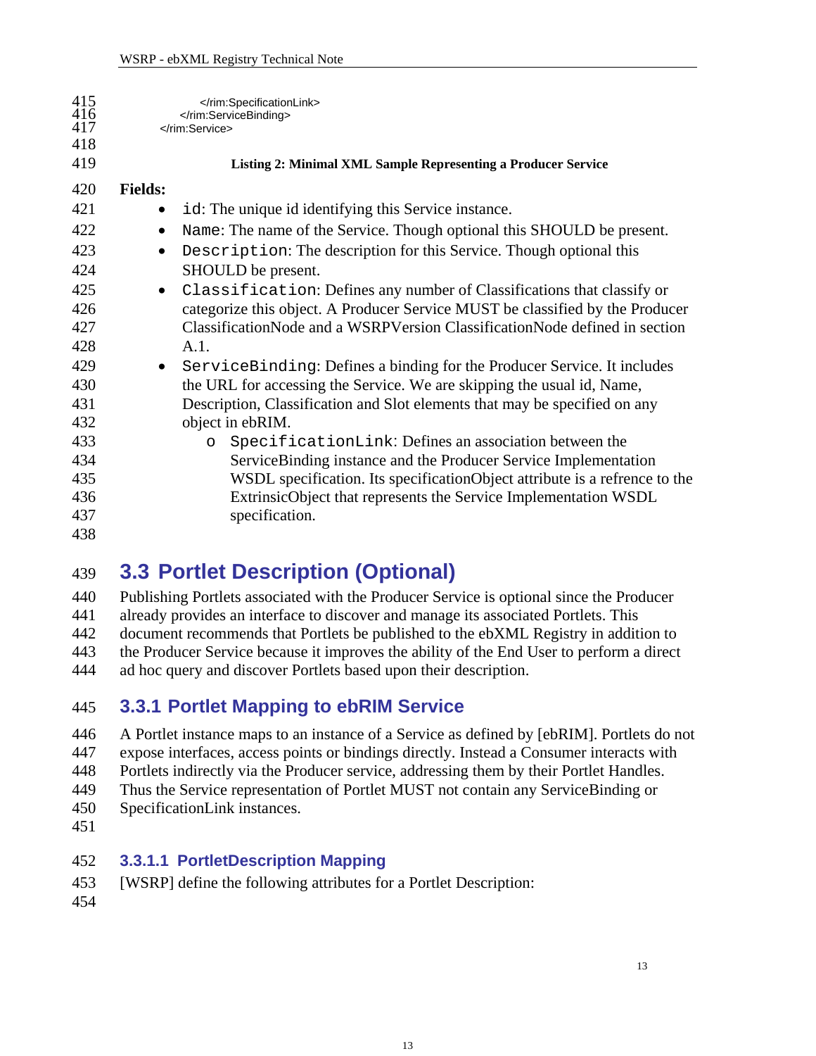```
            </rim:SpecificationLink>
        </rim:ServiceBinding>
    </rim:Service>
```

**Listing 2: Minimal XML Sample Representing a Producer Service**

**Fields:**

- `id`: The unique id identifying this Service instance.
- `Name`: The name of the Service. Though optional this SHOULD be present.
- `Description`: The description for this Service. Though optional this SHOULD be present.
- `Classification`: Defines any number of Classifications that classify or categorize this object. A Producer Service MUST be classified by the Producer ClassificationNode and a WSRPVersion ClassificationNode defined in section A.1.
- `ServiceBinding`: Defines a binding for the Producer Service. It includes the URL for accessing the Service. We are skipping the usual id, Name, Description, Classification and Slot elements that may be specified on any object in ebRIM.
    - `SpecificationLink`: Defines an association between the ServiceBinding instance and the Producer Service Implementation WSDL specification. Its specificationObject attribute is a refrence to the ExtrinsicObject that represents the Service Implementation WSDL specification.

## 3.3 Portlet Description (Optional)

Publishing Portlets associated with the Producer Service is optional since the Producer already provides an interface to discover and manage its associated Portlets. This document recommends that Portlets be published to the ebXML Registry in addition to the Producer Service because it improves the ability of the End User to perform a direct ad hoc query and discover Portlets based upon their description.

### 3.3.1 Portlet Mapping to ebRIM Service

A Portlet instance maps to an instance of a Service as defined by [ebRIM]. Portlets do not expose interfaces, access points or bindings directly. Instead a Consumer interacts with Portlets indirectly via the Producer service, addressing them by their Portlet Handles. Thus the Service representation of Portlet MUST not contain any ServiceBinding or SpecificationLink instances.

#### 3.3.1.1 PortletDescription Mapping

[WSRP] define the following attributes for a Portlet Description: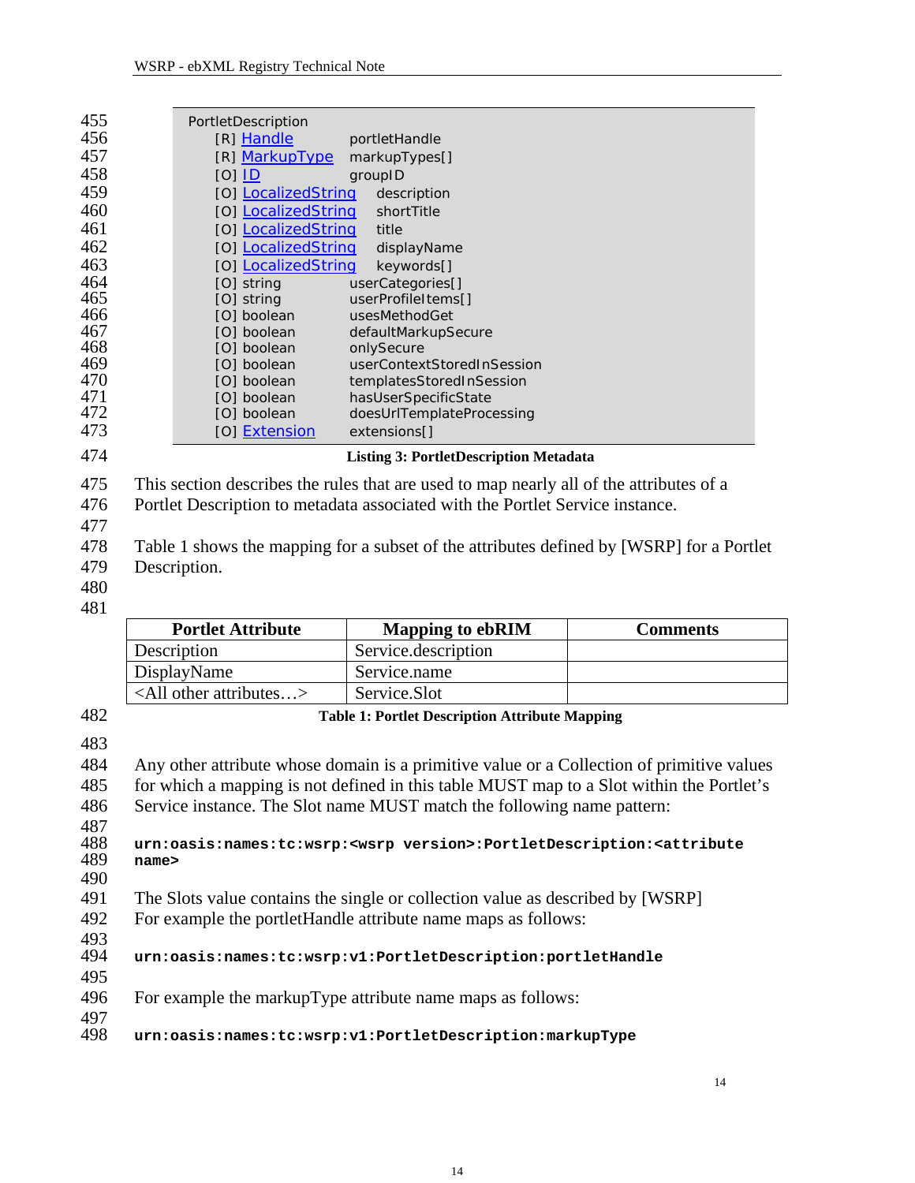```
PortletDescription
    [R] Handle          portletHandle
    [R] MarkupType      markupTypes[]
    [O] ID              groupID
    [O] LocalizedString   description
    [O] LocalizedString   shortTitle
    [O] LocalizedString   title
    [O] LocalizedString   displayName
    [O] LocalizedString   keywords[]
    [O] string          userCategories[]
    [O] string          userProfileItems[]
    [O] boolean         usesMethodGet
    [O] boolean         defaultMarkupSecure
    [O] boolean         onlySecure
    [O] boolean         userContextStoredInSession
    [O] boolean         templatesStoredInSession
    [O] boolean         hasUserSpecificState
    [O] boolean         doesUrlTemplateProcessing
    [O] Extension       extensions[]
```

**Listing 3: PortletDescription Metadata**

This section describes the rules that are used to map nearly all of the attributes of a Portlet Description to metadata associated with the Portlet Service instance.

Table 1 shows the mapping for a subset of the attributes defined by [WSRP] for a Portlet Description.

| Portlet Attribute | Mapping to ebRIM | Comments |
|---|---|---|
| Description | Service.description | |
| DisplayName | Service.name | |
| <All other attributes…> | Service.Slot | |

**Table 1: Portlet Description Attribute Mapping**

Any other attribute whose domain is a primitive value or a Collection of primitive values for which a mapping is not defined in this table MUST map to a Slot within the Portlet's Service instance. The Slot name MUST match the following name pattern:

```
urn:oasis:names:tc:wsrp:<wsrp version>:PortletDescription:<attribute name>
```

The Slots value contains the single or collection value as described by [WSRP]
For example the portletHandle attribute name maps as follows:

```
urn:oasis:names:tc:wsrp:v1:PortletDescription:portletHandle
```

For example the markupType attribute name maps as follows:

```
urn:oasis:names:tc:wsrp:v1:PortletDescription:markupType
```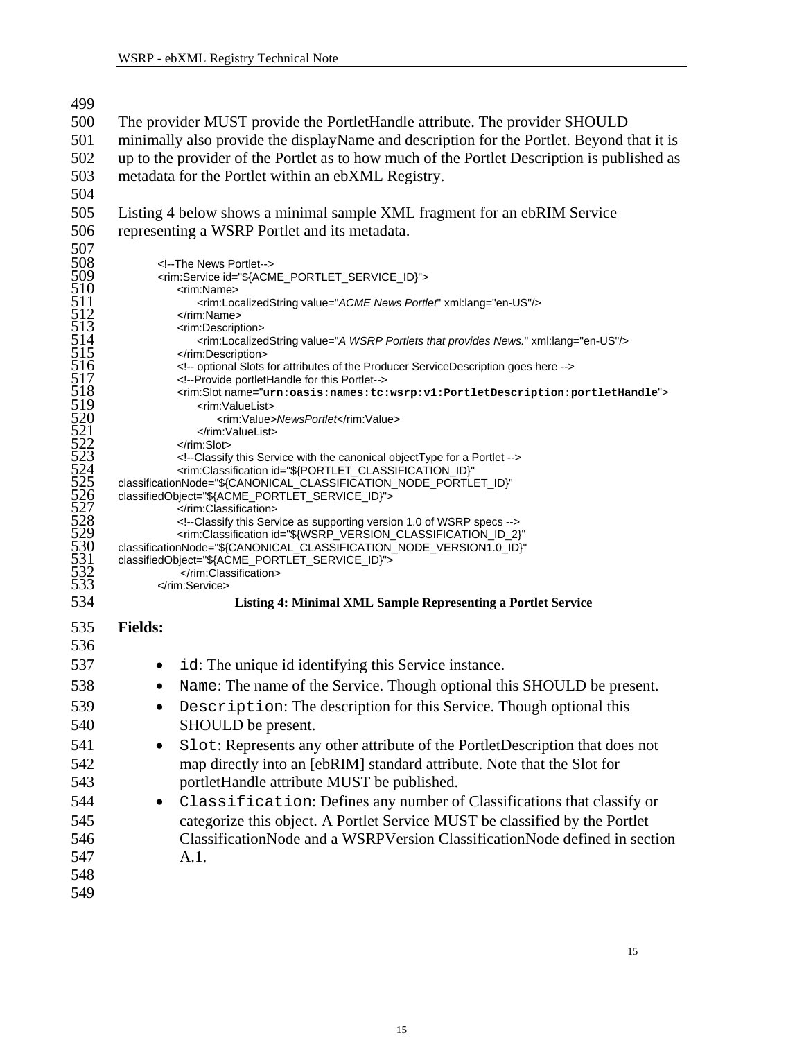The provider MUST provide the PortletHandle attribute. The provider SHOULD minimally also provide the displayName and description for the Portlet. Beyond that it is up to the provider of the Portlet as to how much of the Portlet Description is published as metadata for the Portlet within an ebXML Registry.

Listing 4 below shows a minimal sample XML fragment for an ebRIM Service representing a WSRP Portlet and its metadata.

```
<!--The News Portlet-->
<rim:Service id="${ACME_PORTLET_SERVICE_ID}">
    <rim:Name>
        <rim:LocalizedString value="ACME News Portlet" xml:lang="en-US"/>
    </rim:Name>
    <rim:Description>
        <rim:LocalizedString value="A WSRP Portlets that provides News." xml:lang="en-US"/>
    </rim:Description>
    <!-- optional Slots for attributes of the Producer ServiceDescription goes here -->
    <!--Provide portletHandle for this Portlet-->
    <rim:Slot name="urn:oasis:names:tc:wsrp:v1:PortletDescription:portletHandle">
        <rim:ValueList>
            <rim:Value>NewsPortlet</rim:Value>
        </rim:ValueList>
    </rim:Slot>
    <!--Classify this Service with the canonical objectType for a Portlet -->
    <rim:Classification id="${PORTLET_CLASSIFICATION_ID}"
classificationNode="${CANONICAL_CLASSIFICATION_NODE_PORTLET_ID}"
classifiedObject="${ACME_PORTLET_SERVICE_ID}">
    </rim:Classification>
    <!--Classify this Service as supporting version 1.0 of WSRP specs -->
    <rim:Classification id="${WSRP_VERSION_CLASSIFICATION_ID_2}"
classificationNode="${CANONICAL_CLASSIFICATION_NODE_VERSION1.0_ID}"
classifiedObject="${ACME_PORTLET_SERVICE_ID}">
    </rim:Classification>
</rim:Service>
```

**Listing 4: Minimal XML Sample Representing a Portlet Service**

**Fields:**

- `id`: The unique id identifying this Service instance.
- `Name`: The name of the Service. Though optional this SHOULD be present.
- `Description`: The description for this Service. Though optional this SHOULD be present.
- `Slot`: Represents any other attribute of the PortletDescription that does not map directly into an [ebRIM] standard attribute. Note that the Slot for portletHandle attribute MUST be published.
- `Classification`: Defines any number of Classifications that classify or categorize this object. A Portlet Service MUST be classified by the Portlet ClassificationNode and a WSRPVersion ClassificationNode defined in section A.1.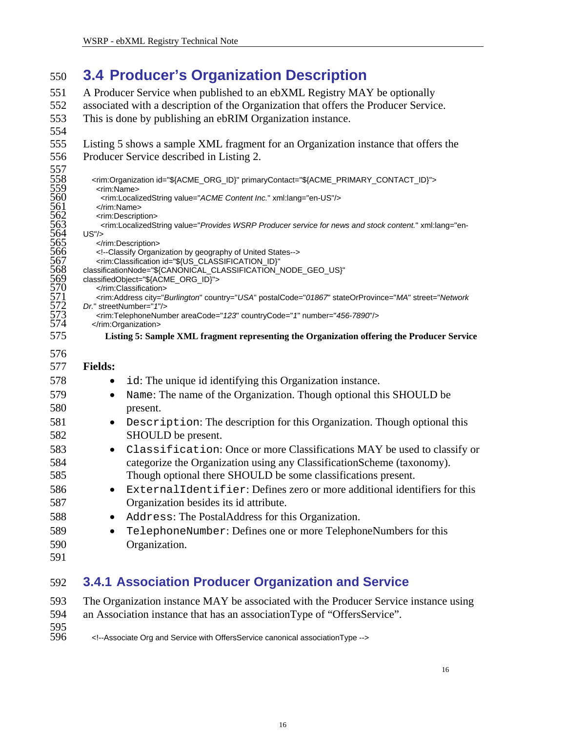## 3.4 Producer's Organization Description

A Producer Service when published to an ebXML Registry MAY be optionally associated with a description of the Organization that offers the Producer Service. This is done by publishing an ebRIM Organization instance.

Listing 5 shows a sample XML fragment for an Organization instance that offers the Producer Service described in Listing 2.

```
<rim:Organization id="${ACME_ORG_ID}" primaryContact="${ACME_PRIMARY_CONTACT_ID}">
  <rim:Name>
    <rim:LocalizedString value="ACME Content Inc." xml:lang="en-US"/>
  </rim:Name>
  <rim:Description>
    <rim:LocalizedString value="Provides WSRP Producer service for news and stock content." xml:lang="en-US"/>
  </rim:Description>
  <!--Classify Organization by geography of United States-->
  <rim:Classification id="${US_CLASSIFICATION_ID}"
classificationNode="${CANONICAL_CLASSIFICATION_NODE_GEO_US}"
classifiedObject="${ACME_ORG_ID}">
  </rim:Classification>
  <rim:Address city="Burlington" country="USA" postalCode="01867" stateOrProvince="MA" street="Network Dr." streetNumber="1"/>
  <rim:TelephoneNumber areaCode="123" countryCode="1" number="456-7890"/>
</rim:Organization>
```

**Listing 5: Sample XML fragment representing the Organization offering the Producer Service**

**Fields:**

- `id`: The unique id identifying this Organization instance.
- `Name`: The name of the Organization. Though optional this SHOULD be present.
- `Description`: The description for this Organization. Though optional this SHOULD be present.
- `Classification`: Once or more Classifications MAY be used to classify or categorize the Organization using any ClassificationScheme (taxonomy). Though optional there SHOULD be some classifications present.
- `ExternalIdentifier`: Defines zero or more additional identifiers for this Organization besides its id attribute.
- `Address`: The PostalAddress for this Organization.
- `TelephoneNumber`: Defines one or more TelephoneNumbers for this Organization.

### 3.4.1 Association Producer Organization and Service

The Organization instance MAY be associated with the Producer Service instance using an Association instance that has an associationType of "OffersService".

```
<!--Associate Org and Service with OffersService canonical associationType -->
```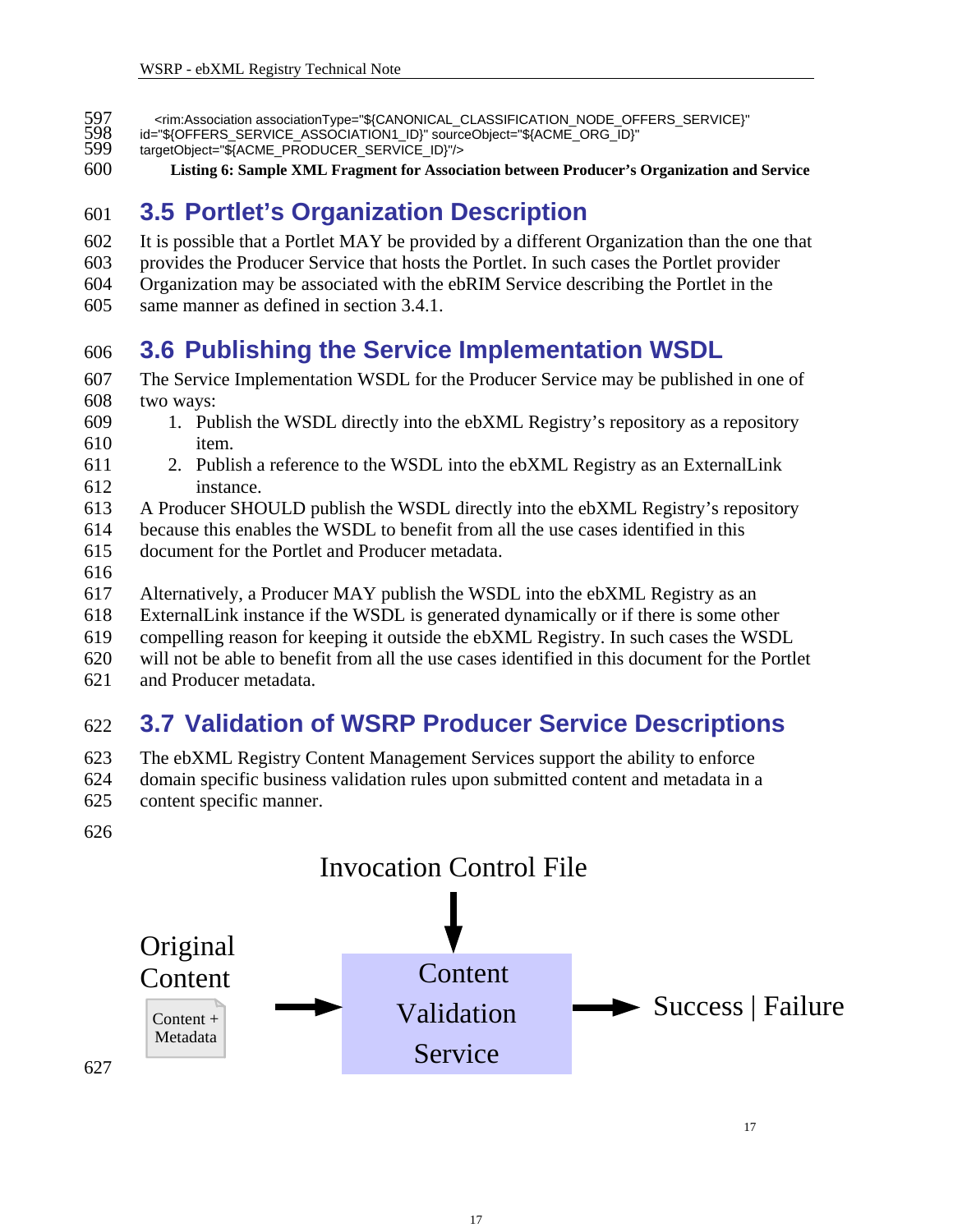```
<rim:Association associationType="${CANONICAL_CLASSIFICATION_NODE_OFFERS_SERVICE}"
id="${OFFERS_SERVICE_ASSOCIATION1_ID}" sourceObject="${ACME_ORG_ID}"
targetObject="${ACME_PRODUCER_SERVICE_ID}"/>
```

**Listing 6: Sample XML Fragment for Association between Producer's Organization and Service**

## 3.5 Portlet's Organization Description

It is possible that a Portlet MAY be provided by a different Organization than the one that provides the Producer Service that hosts the Portlet. In such cases the Portlet provider Organization may be associated with the ebRIM Service describing the Portlet in the same manner as defined in section 3.4.1.

## 3.6 Publishing the Service Implementation WSDL

The Service Implementation WSDL for the Producer Service may be published in one of two ways:

1. Publish the WSDL directly into the ebXML Registry's repository as a repository item.
2. Publish a reference to the WSDL into the ebXML Registry as an ExternalLink instance.

A Producer SHOULD publish the WSDL directly into the ebXML Registry's repository because this enables the WSDL to benefit from all the use cases identified in this document for the Portlet and Producer metadata.

Alternatively, a Producer MAY publish the WSDL into the ebXML Registry as an ExternalLink instance if the WSDL is generated dynamically or if there is some other compelling reason for keeping it outside the ebXML Registry. In such cases the WSDL will not be able to benefit from all the use cases identified in this document for the Portlet and Producer metadata.

## 3.7 Validation of WSRP Producer Service Descriptions

The ebXML Registry Content Management Services support the ability to enforce domain specific business validation rules upon submitted content and metadata in a content specific manner.

Invocation Control File

Original Content

Content + Metadata

Content Validation Service

Success | Failure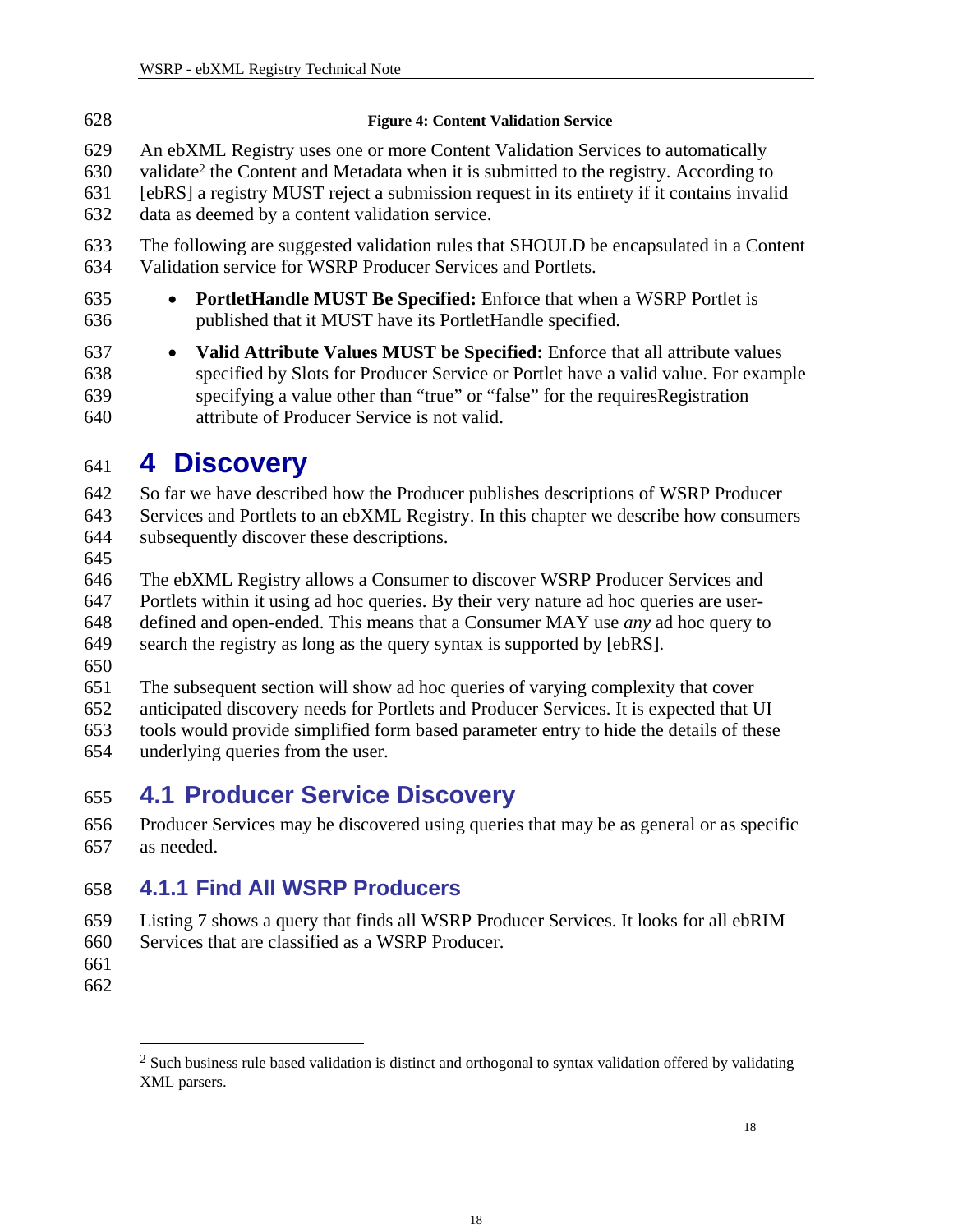**Figure 4: Content Validation Service**

An ebXML Registry uses one or more Content Validation Services to automatically validate[2] the Content and Metadata when it is submitted to the registry. According to [ebRS] a registry MUST reject a submission request in its entirety if it contains invalid data as deemed by a content validation service.

The following are suggested validation rules that SHOULD be encapsulated in a Content Validation service for WSRP Producer Services and Portlets.

- **PortletHandle MUST Be Specified:** Enforce that when a WSRP Portlet is published that it MUST have its PortletHandle specified.
- **Valid Attribute Values MUST be Specified:** Enforce that all attribute values specified by Slots for Producer Service or Portlet have a valid value. For example specifying a value other than "true" or "false" for the requiresRegistration attribute of Producer Service is not valid.

# 4 Discovery

So far we have described how the Producer publishes descriptions of WSRP Producer Services and Portlets to an ebXML Registry. In this chapter we describe how consumers subsequently discover these descriptions.

The ebXML Registry allows a Consumer to discover WSRP Producer Services and Portlets within it using ad hoc queries. By their very nature ad hoc queries are user-defined and open-ended. This means that a Consumer MAY use *any* ad hoc query to search the registry as long as the query syntax is supported by [ebRS].

The subsequent section will show ad hoc queries of varying complexity that cover anticipated discovery needs for Portlets and Producer Services. It is expected that UI tools would provide simplified form based parameter entry to hide the details of these underlying queries from the user.

## 4.1 Producer Service Discovery

Producer Services may be discovered using queries that may be as general or as specific as needed.

### 4.1.1 Find All WSRP Producers

Listing 7 shows a query that finds all WSRP Producer Services. It looks for all ebRIM Services that are classified as a WSRP Producer.

[2] Such business rule based validation is distinct and orthogonal to syntax validation offered by validating XML parsers.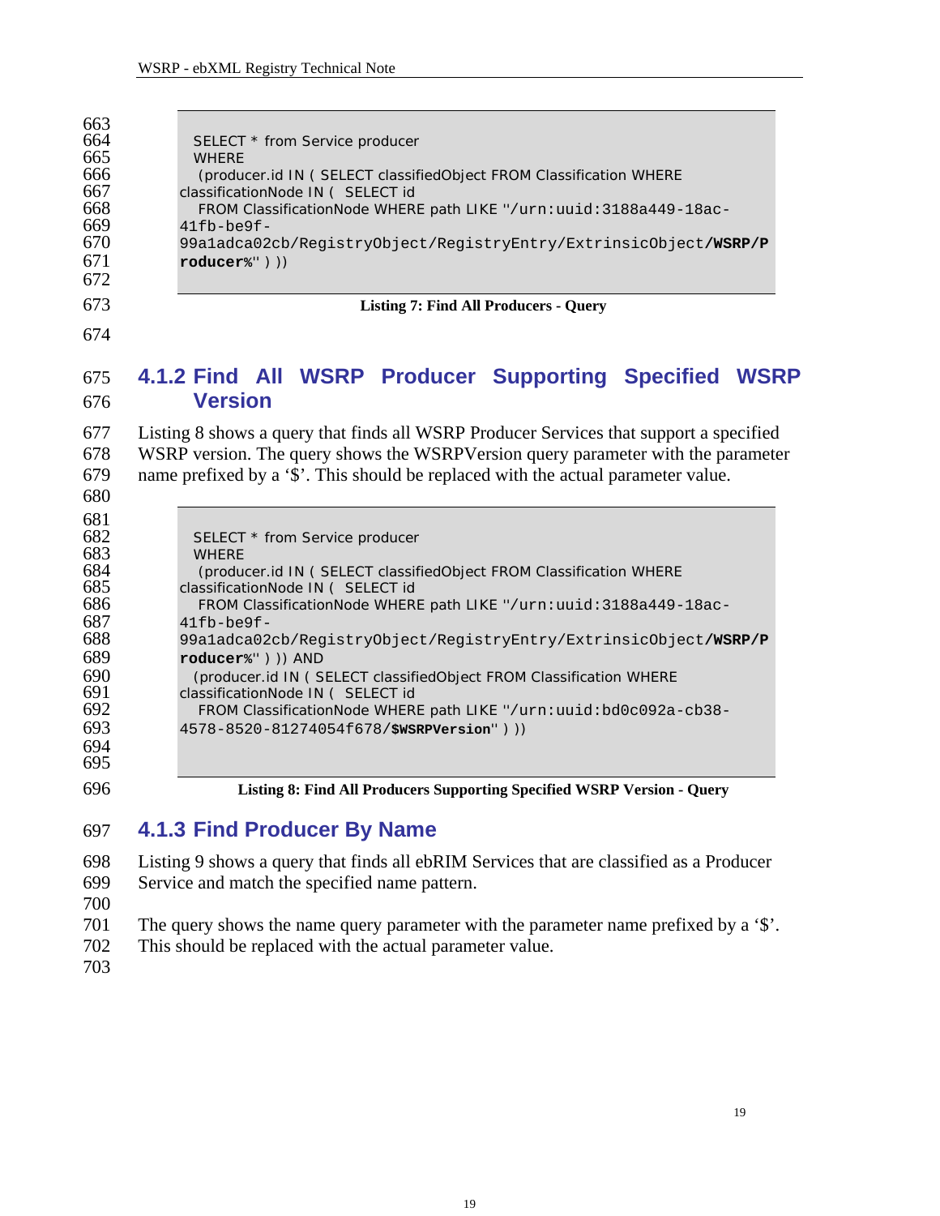```
SELECT * from Service producer
WHERE
 (producer.id IN ( SELECT classifiedObject FROM Classification WHERE
classificationNode IN (  SELECT id
  FROM ClassificationNode WHERE path LIKE "/urn:uuid:3188a449-18ac-
41fb-be9f-
99a1adca02cb/RegistryObject/RegistryEntry/ExtrinsicObject/WSRP/P
roducer%" ) ))
```

**Listing 7: Find All Producers - Query**

## 4.1.2 Find All WSRP Producer Supporting Specified WSRP Version

Listing 8 shows a query that finds all WSRP Producer Services that support a specified WSRP version. The query shows the WSRPVersion query parameter with the parameter name prefixed by a '$'. This should be replaced with the actual parameter value.

```
SELECT * from Service producer
WHERE
 (producer.id IN ( SELECT classifiedObject FROM Classification WHERE
classificationNode IN (  SELECT id
  FROM ClassificationNode WHERE path LIKE "/urn:uuid:3188a449-18ac-
41fb-be9f-
99a1adca02cb/RegistryObject/RegistryEntry/ExtrinsicObject/WSRP/P
roducer%" ) )) AND
 (producer.id IN ( SELECT classifiedObject FROM Classification WHERE
classificationNode IN (  SELECT id
  FROM ClassificationNode WHERE path LIKE "/urn:uuid:bd0c092a-cb38-
4578-8520-81274054f678/$WSRPVersion" ) ))
```

**Listing 8: Find All Producers Supporting Specified WSRP Version - Query**

## 4.1.3 Find Producer By Name

Listing 9 shows a query that finds all ebRIM Services that are classified as a Producer Service and match the specified name pattern.

The query shows the name query parameter with the parameter name prefixed by a '$'. This should be replaced with the actual parameter value.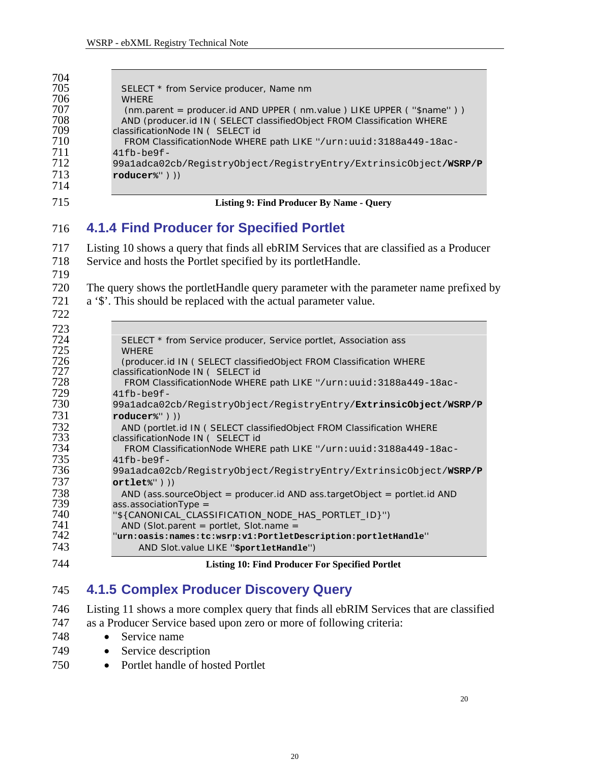```
SELECT * from Service producer, Name nm
  WHERE
   (nm.parent = producer.id AND UPPER ( nm.value ) LIKE UPPER ( "$name" ) )
  AND (producer.id IN ( SELECT classifiedObject FROM Classification WHERE
classificationNode IN (  SELECT id
   FROM ClassificationNode WHERE path LIKE "/urn:uuid:3188a449-18ac-
41fb-be9f-
99a1adca02cb/RegistryObject/RegistryEntry/ExtrinsicObject/WSRP/P
roducer%" ) ))
```

**Listing 9: Find Producer By Name - Query**

## 4.1.4 Find Producer for Specified Portlet

Listing 10 shows a query that finds all ebRIM Services that are classified as a Producer Service and hosts the Portlet specified by its portletHandle.

The query shows the portletHandle query parameter with the parameter name prefixed by a '$'. This should be replaced with the actual parameter value.

```
SELECT * from Service producer, Service portlet, Association ass
  WHERE
  (producer.id IN ( SELECT classifiedObject FROM Classification WHERE
classificationNode IN (  SELECT id
   FROM ClassificationNode WHERE path LIKE "/urn:uuid:3188a449-18ac-
41fb-be9f-
99a1adca02cb/RegistryObject/RegistryEntry/ExtrinsicObject/WSRP/P
roducer%" ) ))
  AND (portlet.id IN ( SELECT classifiedObject FROM Classification WHERE
classificationNode IN (  SELECT id
   FROM ClassificationNode WHERE path LIKE "/urn:uuid:3188a449-18ac-
41fb-be9f-
99a1adca02cb/RegistryObject/RegistryEntry/ExtrinsicObject/WSRP/P
ortlet%" ) ))
  AND (ass.sourceObject = producer.id AND ass.targetObject = portlet.id AND
ass.associationType =
"${CANONICAL_CLASSIFICATION_NODE_HAS_PORTLET_ID}")
  AND (Slot.parent = portlet, Slot.name =
"urn:oasis:names:tc:wsrp:v1:PortletDescription:portletHandle"
      AND Slot.value LIKE "$portletHandle")
```

**Listing 10: Find Producer For Specified Portlet**

## 4.1.5 Complex Producer Discovery Query

Listing 11 shows a more complex query that finds all ebRIM Services that are classified as a Producer Service based upon zero or more of following criteria:

- Service name
- Service description
- Portlet handle of hosted Portlet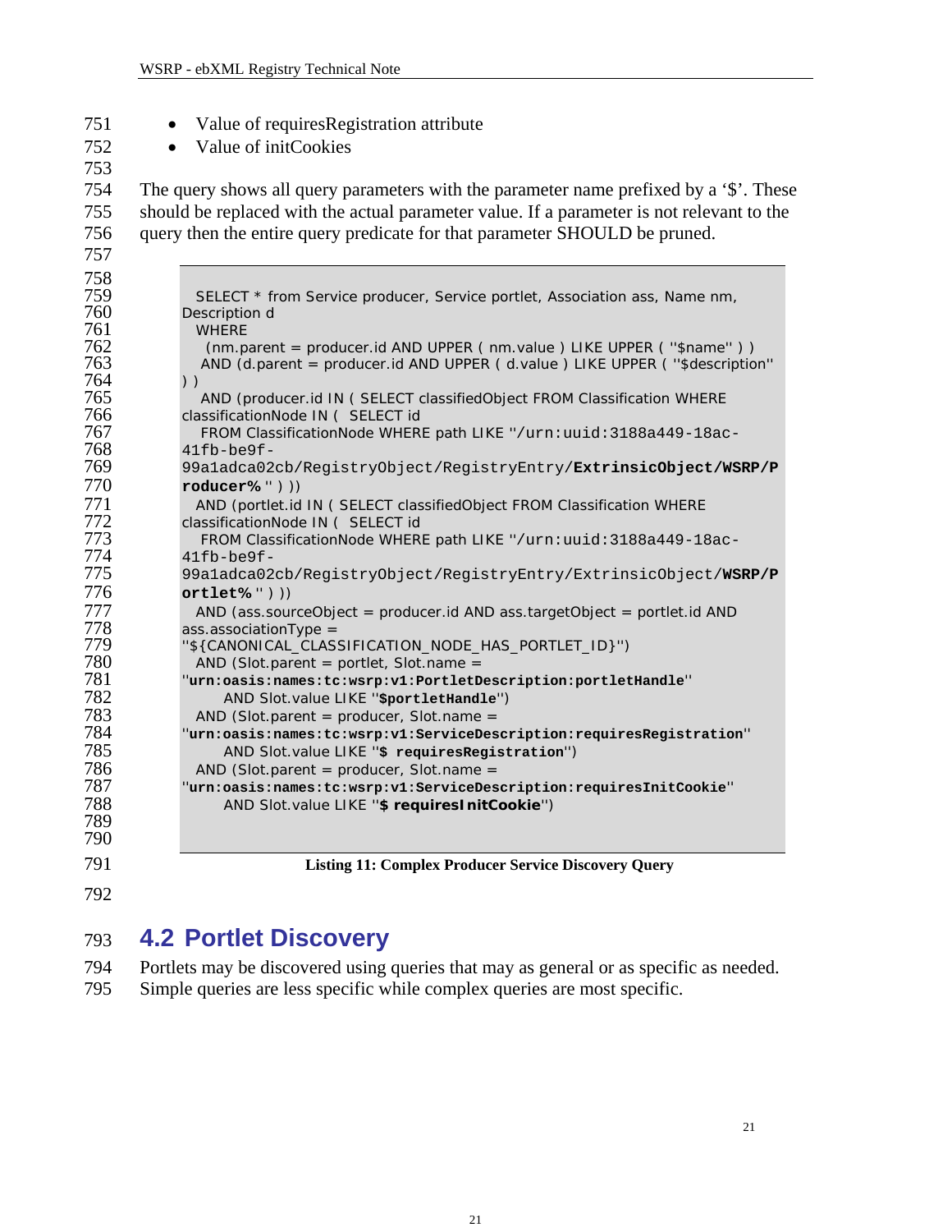- Value of requiresRegistration attribute
- Value of initCookies

The query shows all query parameters with the parameter name prefixed by a '$'. These should be replaced with the actual parameter value. If a parameter is not relevant to the query then the entire query predicate for that parameter SHOULD be pruned.

```
SELECT * from Service producer, Service portlet, Association ass, Name nm,
Description d
  WHERE
    (nm.parent = producer.id AND UPPER ( nm.value ) LIKE UPPER ( "$name" ) )
   AND (d.parent = producer.id AND UPPER ( d.value ) LIKE UPPER ( "$description"
) )
   AND (producer.id IN ( SELECT classifiedObject FROM Classification WHERE
classificationNode IN (  SELECT id
   FROM ClassificationNode WHERE path LIKE "/urn:uuid:3188a449-18ac-
41fb-be9f-
99a1adca02cb/RegistryObject/RegistryEntry/ExtrinsicObject/WSRP/P
roducer% " ) ))
  AND (portlet.id IN ( SELECT classifiedObject FROM Classification WHERE
classificationNode IN (  SELECT id
   FROM ClassificationNode WHERE path LIKE "/urn:uuid:3188a449-18ac-
41fb-be9f-
99a1adca02cb/RegistryObject/RegistryEntry/ExtrinsicObject/WSRP/P
ortlet% " ) ))
  AND (ass.sourceObject = producer.id AND ass.targetObject = portlet.id AND
ass.associationType =
"${CANONICAL_CLASSIFICATION_NODE_HAS_PORTLET_ID}")
  AND (Slot.parent = portlet, Slot.name =
"urn:oasis:names:tc:wsrp:v1:PortletDescription:portletHandle"
      AND Slot.value LIKE "$portletHandle")
  AND (Slot.parent = producer, Slot.name =
"urn:oasis:names:tc:wsrp:v1:ServiceDescription:requiresRegistration"
      AND Slot.value LIKE "$ requiresRegistration")
  AND (Slot.parent = producer, Slot.name =
"urn:oasis:names:tc:wsrp:v1:ServiceDescription:requiresInitCookie"
      AND Slot.value LIKE "$ requiresInitCookie")
```

**Listing 11: Complex Producer Service Discovery Query**

## 4.2 Portlet Discovery

Portlets may be discovered using queries that may as general or as specific as needed. Simple queries are less specific while complex queries are most specific.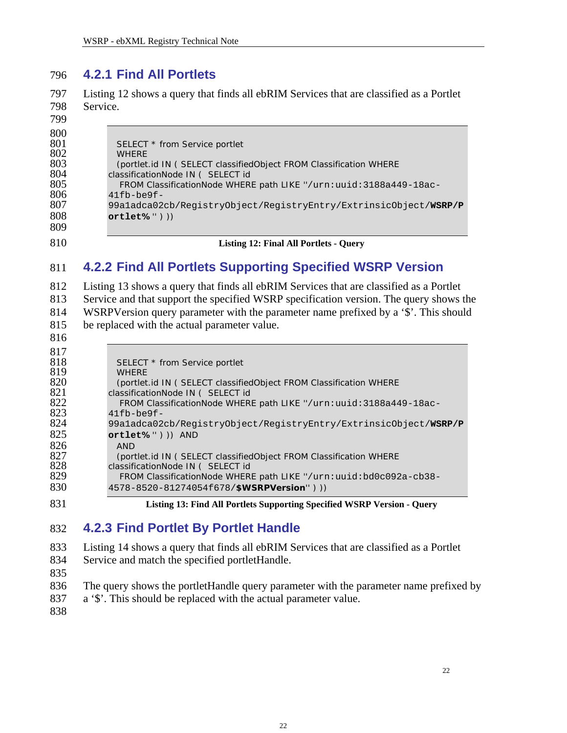### 4.2.1 Find All Portlets

Listing 12 shows a query that finds all ebRIM Services that are classified as a Portlet Service.

```
SELECT * from Service portlet
WHERE
(portlet.id IN ( SELECT classifiedObject FROM Classification WHERE
classificationNode IN (  SELECT id
  FROM ClassificationNode WHERE path LIKE '/urn:uuid:3188a449-18ac-
41fb-be9f-
99a1adca02cb/RegistryObject/RegistryEntry/ExtrinsicObject/WSRP/P
ortlet%' ) ))
```

**Listing 12: Final All Portlets - Query**

### 4.2.2 Find All Portlets Supporting Specified WSRP Version

Listing 13 shows a query that finds all ebRIM Services that are classified as a Portlet Service and that support the specified WSRP specification version. The query shows the WSRPVersion query parameter with the parameter name prefixed by a '$'. This should be replaced with the actual parameter value.

```
SELECT * from Service portlet
WHERE
(portlet.id IN ( SELECT classifiedObject FROM Classification WHERE
classificationNode IN (  SELECT id
  FROM ClassificationNode WHERE path LIKE '/urn:uuid:3188a449-18ac-
41fb-be9f-
99a1adca02cb/RegistryObject/RegistryEntry/ExtrinsicObject/WSRP/P
ortlet%' ) ))  AND
AND
(portlet.id IN ( SELECT classifiedObject FROM Classification WHERE
classificationNode IN (  SELECT id
  FROM ClassificationNode WHERE path LIKE '/urn:uuid:bd0c092a-cb38-
4578-8520-81274054f678/$WSRPVersion' ) ))
```

**Listing 13: Find All Portlets Supporting Specified WSRP Version - Query**

### 4.2.3 Find Portlet By Portlet Handle

Listing 14 shows a query that finds all ebRIM Services that are classified as a Portlet Service and match the specified portletHandle.

The query shows the portletHandle query parameter with the parameter name prefixed by a '$'. This should be replaced with the actual parameter value.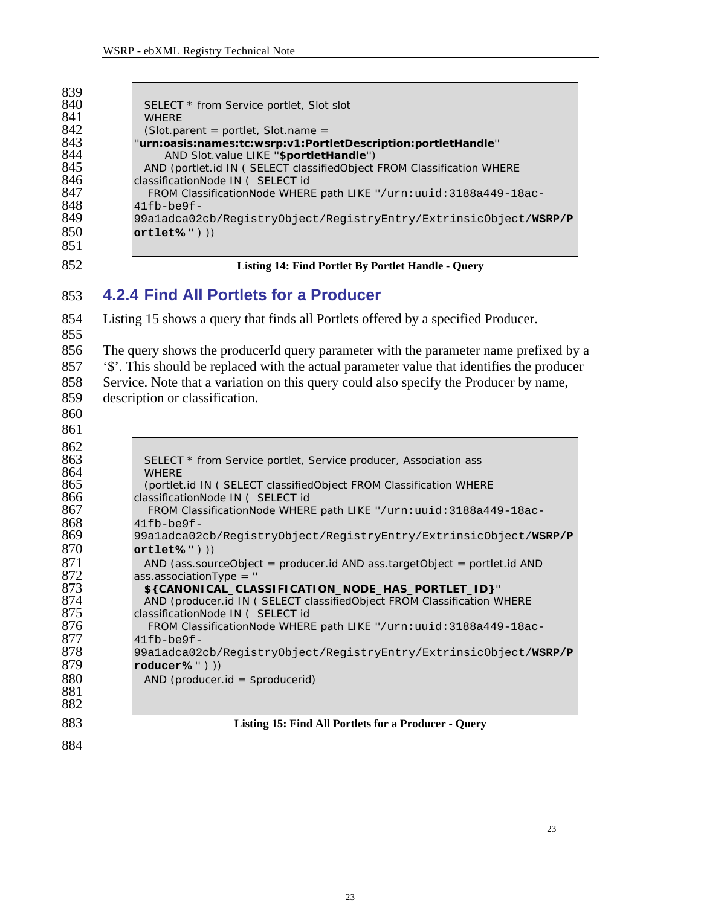```
SELECT * from Service portlet, Slot slot
WHERE
(Slot.parent = portlet, Slot.name =
"urn:oasis:names:tc:wsrp:v1:PortletDescription:portletHandle"
    AND Slot.value LIKE "$portletHandle")
AND (portlet.id IN ( SELECT classifiedObject FROM Classification WHERE
classificationNode IN ( SELECT id
  FROM ClassificationNode WHERE path LIKE "/urn:uuid:3188a449-18ac-
41fb-be9f-
99a1adca02cb/RegistryObject/RegistryEntry/ExtrinsicObject/WSRP/P
ortlet% " ) ))
```

**Listing 14: Find Portlet By Portlet Handle - Query**

### 4.2.4 Find All Portlets for a Producer

Listing 15 shows a query that finds all Portlets offered by a specified Producer.

The query shows the producerId query parameter with the parameter name prefixed by a '$'. This should be replaced with the actual parameter value that identifies the producer Service. Note that a variation on this query could also specify the Producer by name, description or classification.

```
SELECT * from Service portlet, Service producer, Association ass
WHERE
(portlet.id IN ( SELECT classifiedObject FROM Classification WHERE
classificationNode IN ( SELECT id
  FROM ClassificationNode WHERE path LIKE "/urn:uuid:3188a449-18ac-
41fb-be9f-
99a1adca02cb/RegistryObject/RegistryEntry/ExtrinsicObject/WSRP/P
ortlet% " ) ))
AND (ass.sourceObject = producer.id AND ass.targetObject = portlet.id AND
ass.associationType = "
${CANONICAL_CLASSIFICATION_NODE_HAS_PORTLET_ID}"
AND (producer.id IN ( SELECT classifiedObject FROM Classification WHERE
classificationNode IN ( SELECT id
  FROM ClassificationNode WHERE path LIKE "/urn:uuid:3188a449-18ac-
41fb-be9f-
99a1adca02cb/RegistryObject/RegistryEntry/ExtrinsicObject/WSRP/P
roducer% " ) ))
AND (producer.id = $producerid)
```

**Listing 15: Find All Portlets for a Producer - Query**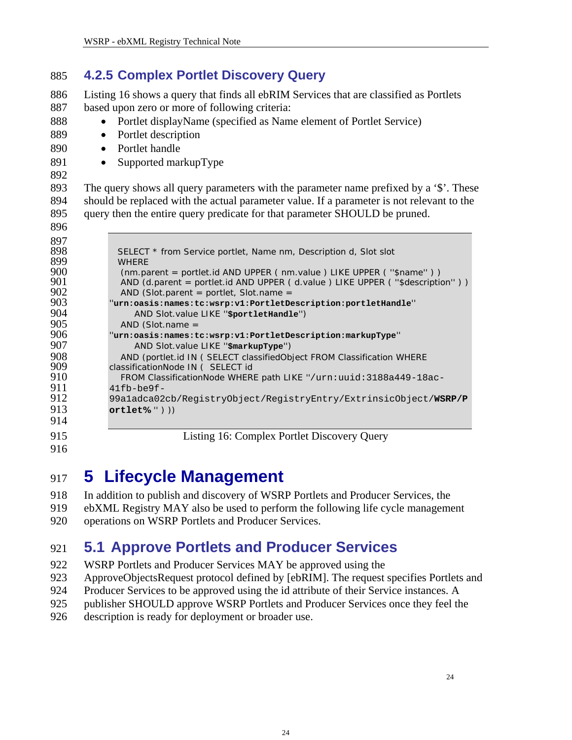### 4.2.5 Complex Portlet Discovery Query

Listing 16 shows a query that finds all ebRIM Services that are classified as Portlets based upon zero or more of following criteria:

- Portlet displayName (specified as Name element of Portlet Service)
- Portlet description
- Portlet handle
- Supported markupType

The query shows all query parameters with the parameter name prefixed by a '$'. These should be replaced with the actual parameter value. If a parameter is not relevant to the query then the entire query predicate for that parameter SHOULD be pruned.

```
SELECT * from Service portlet, Name nm, Description d, Slot slot
WHERE
 (nm.parent = portlet.id AND UPPER ( nm.value ) LIKE UPPER ( ''$name'' ) )
 AND (d.parent = portlet.id AND UPPER ( d.value ) LIKE UPPER ( ''$description'' ) )
 AND (Slot.parent = portlet, Slot.name =
''urn:oasis:names:tc:wsrp:v1:PortletDescription:portletHandle''
     AND Slot.value LIKE ''$portletHandle'')
 AND (Slot.name =
''urn:oasis:names:tc:wsrp:v1:PortletDescription:markupType''
     AND Slot.value LIKE ''$markupType'')
 AND (portlet.id IN ( SELECT classifiedObject FROM Classification WHERE
classificationNode IN (  SELECT id
 FROM ClassificationNode WHERE path LIKE ''/urn:uuid:3188a449-18ac-
41fb-be9f-
99a1adca02cb/RegistryObject/RegistryEntry/ExtrinsicObject/WSRP/P
ortlet%'' ) ))
```

Listing 16: Complex Portlet Discovery Query

# 5 Lifecycle Management

In addition to publish and discovery of WSRP Portlets and Producer Services, the ebXML Registry MAY also be used to perform the following life cycle management operations on WSRP Portlets and Producer Services.

## 5.1 Approve Portlets and Producer Services

WSRP Portlets and Producer Services MAY be approved using the ApproveObjectsRequest protocol defined by [ebRIM]. The request specifies Portlets and Producer Services to be approved using the id attribute of their Service instances. A publisher SHOULD approve WSRP Portlets and Producer Services once they feel the description is ready for deployment or broader use.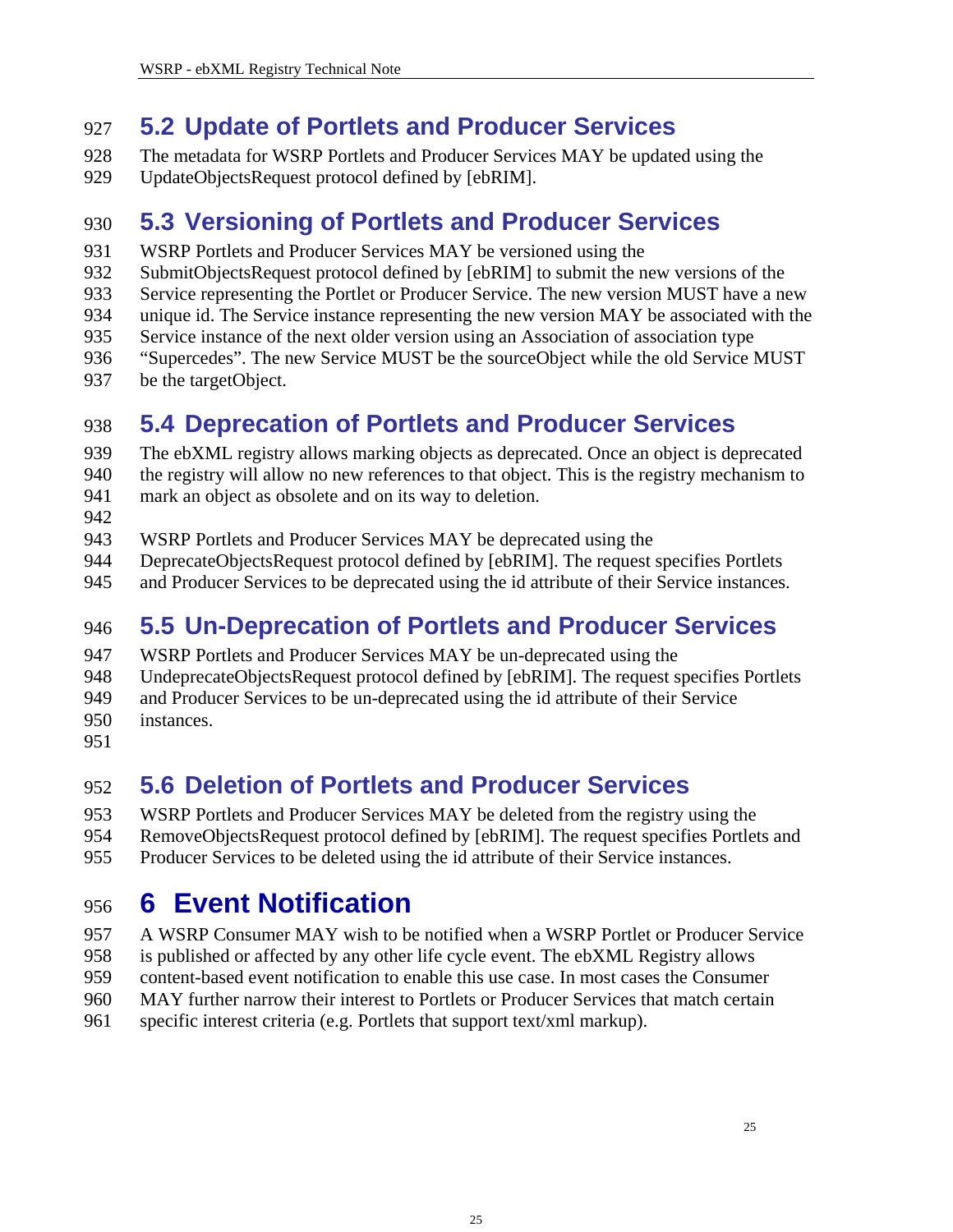## 5.2 Update of Portlets and Producer Services

The metadata for WSRP Portlets and Producer Services MAY be updated using the UpdateObjectsRequest protocol defined by [ebRIM].

## 5.3 Versioning of Portlets and Producer Services

WSRP Portlets and Producer Services MAY be versioned using the SubmitObjectsRequest protocol defined by [ebRIM] to submit the new versions of the Service representing the Portlet or Producer Service. The new version MUST have a new unique id. The Service instance representing the new version MAY be associated with the Service instance of the next older version using an Association of association type "Supercedes". The new Service MUST be the sourceObject while the old Service MUST be the targetObject.

## 5.4 Deprecation of Portlets and Producer Services

The ebXML registry allows marking objects as deprecated. Once an object is deprecated the registry will allow no new references to that object. This is the registry mechanism to mark an object as obsolete and on its way to deletion.

WSRP Portlets and Producer Services MAY be deprecated using the DeprecateObjectsRequest protocol defined by [ebRIM]. The request specifies Portlets and Producer Services to be deprecated using the id attribute of their Service instances.

## 5.5 Un-Deprecation of Portlets and Producer Services

WSRP Portlets and Producer Services MAY be un-deprecated using the UndeprecateObjectsRequest protocol defined by [ebRIM]. The request specifies Portlets and Producer Services to be un-deprecated using the id attribute of their Service instances.

## 5.6 Deletion of Portlets and Producer Services

WSRP Portlets and Producer Services MAY be deleted from the registry using the RemoveObjectsRequest protocol defined by [ebRIM]. The request specifies Portlets and Producer Services to be deleted using the id attribute of their Service instances.

# 6 Event Notification

A WSRP Consumer MAY wish to be notified when a WSRP Portlet or Producer Service is published or affected by any other life cycle event. The ebXML Registry allows content-based event notification to enable this use case. In most cases the Consumer MAY further narrow their interest to Portlets or Producer Services that match certain specific interest criteria (e.g. Portlets that support text/xml markup).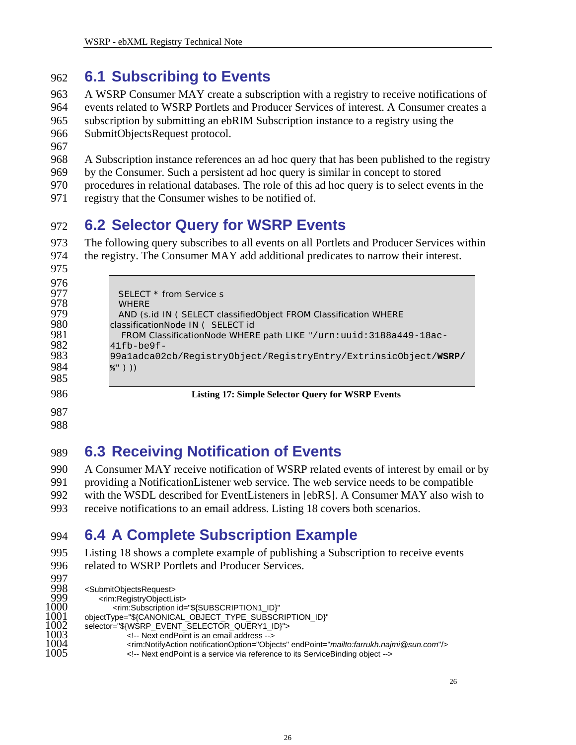## 6.1 Subscribing to Events

A WSRP Consumer MAY create a subscription with a registry to receive notifications of events related to WSRP Portlets and Producer Services of interest. A Consumer creates a subscription by submitting an ebRIM Subscription instance to a registry using the SubmitObjectsRequest protocol.

A Subscription instance references an ad hoc query that has been published to the registry by the Consumer. Such a persistent ad hoc query is similar in concept to stored procedures in relational databases. The role of this ad hoc query is to select events in the registry that the Consumer wishes to be notified of.

## 6.2 Selector Query for WSRP Events

The following query subscribes to all events on all Portlets and Producer Services within the registry. The Consumer MAY add additional predicates to narrow their interest.

```
SELECT * from Service s
WHERE
AND (s.id IN ( SELECT classifiedObject FROM Classification WHERE
classificationNode IN (  SELECT id
  FROM ClassificationNode WHERE path LIKE '/urn:uuid:3188a449-18ac-
41fb-be9f-
99a1adca02cb/RegistryObject/RegistryEntry/ExtrinsicObject/WSRP/
%' ) ))
```

**Listing 17: Simple Selector Query for WSRP Events**

## 6.3 Receiving Notification of Events

A Consumer MAY receive notification of WSRP related events of interest by email or by providing a NotificationListener web service. The web service needs to be compatible with the WSDL described for EventListeners in [ebRS]. A Consumer MAY also wish to receive notifications to an email address. Listing 18 covers both scenarios.

## 6.4 A Complete Subscription Example

Listing 18 shows a complete example of publishing a Subscription to receive events related to WSRP Portlets and Producer Services.

```
<SubmitObjectsRequest>
    <rim:RegistryObjectList>
        <rim:Subscription id="${SUBSCRIPTION1_ID}"
objectType="${CANONICAL_OBJECT_TYPE_SUBSCRIPTION_ID}"
selector="${WSRP_EVENT_SELECTOR_QUERY1_ID}">
            <!-- Next endPoint is an email address -->
            <rim:NotifyAction notificationOption="Objects" endPoint="mailto:farrukh.najmi@sun.com"/>
            <!-- Next endPoint is a service via reference to its ServiceBinding object -->
```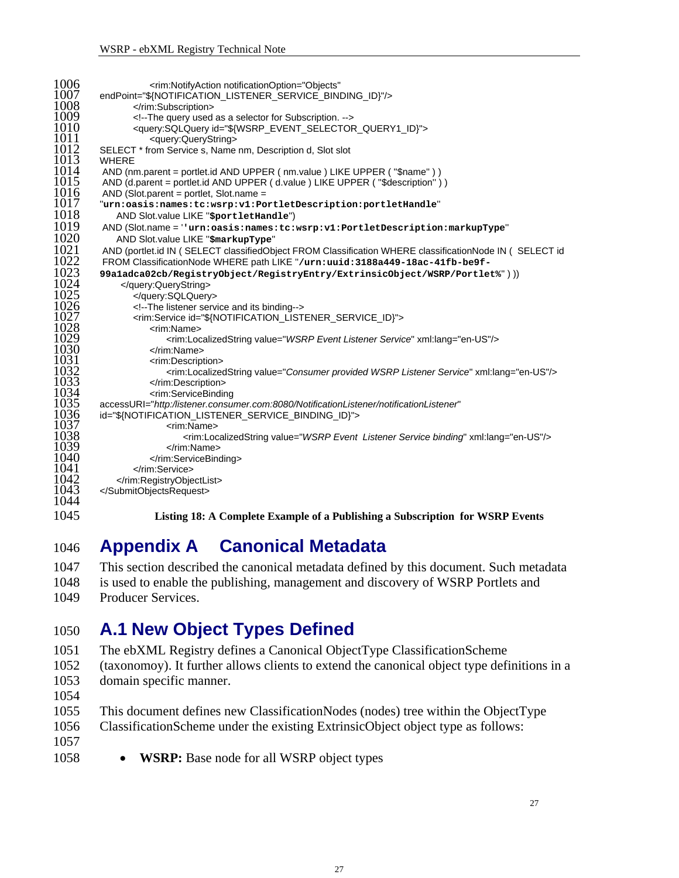```
            <rim:NotifyAction notificationOption="Objects"
endPoint="${NOTIFICATION_LISTENER_SERVICE_BINDING_ID}"/>
        </rim:Subscription>
        <!--The query used as a selector for Subscription. -->
        <query:SQLQuery id="${WSRP_EVENT_SELECTOR_QUERY1_ID}">
            <query:QueryString>
SELECT * from Service s, Name nm, Description d, Slot slot
WHERE
 AND (nm.parent = portlet.id AND UPPER ( nm.value ) LIKE UPPER ( "$name" ) )
 AND (d.parent = portlet.id AND UPPER ( d.value ) LIKE UPPER ( "$description" ) )
 AND (Slot.parent = portlet, Slot.name =
"urn:oasis:names:tc:wsrp:v1:PortletDescription:portletHandle"
    AND Slot.value LIKE "$portletHandle")
 AND (Slot.name = ''urn:oasis:names:tc:wsrp:v1:PortletDescription:markupType"
    AND Slot.value LIKE "$markupType"
 AND (portlet.id IN ( SELECT classifiedObject FROM Classification WHERE classificationNode IN (  SELECT id
 FROM ClassificationNode WHERE path LIKE "/urn:uuid:3188a449-18ac-41fb-be9f-
99a1adca02cb/RegistryObject/RegistryEntry/ExtrinsicObject/WSRP/Portlet%" ) ))
        </query:QueryString>
        </query:SQLQuery>
        <!--The listener service and its binding-->
        <rim:Service id="${NOTIFICATION_LISTENER_SERVICE_ID}">
            <rim:Name>
                <rim:LocalizedString value="WSRP Event Listener Service" xml:lang="en-US"/>
            </rim:Name>
            <rim:Description>
                <rim:LocalizedString value="Consumer provided WSRP Listener Service" xml:lang="en-US"/>
            </rim:Description>
            <rim:ServiceBinding
accessURI="http://listener.consumer.com:8080/NotificationListener/notificationListener"
id="${NOTIFICATION_LISTENER_SERVICE_BINDING_ID}">
                <rim:Name>
                    <rim:LocalizedString value="WSRP Event  Listener Service binding" xml:lang="en-US"/>
                </rim:Name>
            </rim:ServiceBinding>
        </rim:Service>
    </rim:RegistryObjectList>
</SubmitObjectsRequest>
```

**Listing 18: A Complete Example of a Publishing a Subscription  for WSRP Events**

# Appendix A    Canonical Metadata

This section described the canonical metadata defined by this document. Such metadata is used to enable the publishing, management and discovery of WSRP Portlets and Producer Services.

## A.1 New Object Types Defined

The ebXML Registry defines a Canonical ObjectType ClassificationScheme (taxonomoy). It further allows clients to extend the canonical object type definitions in a domain specific manner.

This document defines new ClassificationNodes (nodes) tree within the ObjectType ClassificationScheme under the existing ExtrinsicObject object type as follows:

- **WSRP:** Base node for all WSRP object types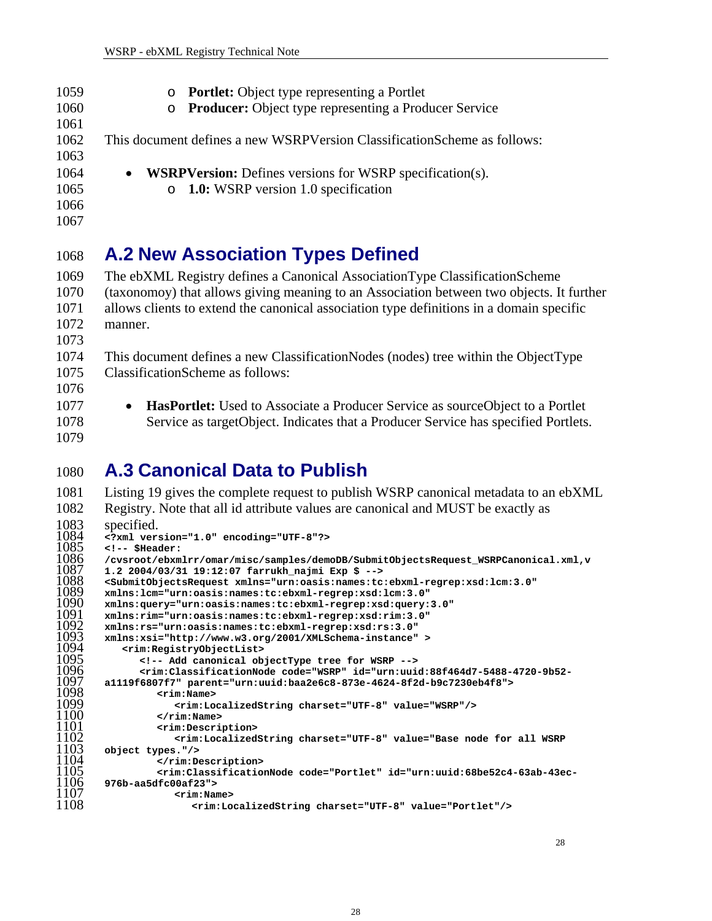- **Portlet:** Object type representing a Portlet
    - **Producer:** Object type representing a Producer Service

This document defines a new WSRPVersion ClassificationScheme as follows:

- **WSRPVersion:** Defines versions for WSRP specification(s).
    - **1.0:** WSRP version 1.0 specification

## A.2 New Association Types Defined

The ebXML Registry defines a Canonical AssociationType ClassificationScheme (taxonomoy) that allows giving meaning to an Association between two objects. It further allows clients to extend the canonical association type definitions in a domain specific manner.

This document defines a new ClassificationNodes (nodes) tree within the ObjectType ClassificationScheme as follows:

- **HasPortlet:** Used to Associate a Producer Service as sourceObject to a Portlet Service as targetObject. Indicates that a Producer Service has specified Portlets.

## A.3 Canonical Data to Publish

Listing 19 gives the complete request to publish WSRP canonical metadata to an ebXML Registry. Note that all id attribute values are canonical and MUST be exactly as specified.

```
<?xml version="1.0" encoding="UTF-8"?>
<!-- $Header:
/cvsroot/ebxmlrr/omar/misc/samples/demoDB/SubmitObjectsRequest_WSRPCanonical.xml,v
1.2 2004/03/31 19:12:07 farrukh_najmi Exp $ -->
<SubmitObjectsRequest xmlns="urn:oasis:names:tc:ebxml-regrep:xsd:lcm:3.0"
xmlns:lcm="urn:oasis:names:tc:ebxml-regrep:xsd:lcm:3.0"
xmlns:query="urn:oasis:names:tc:ebxml-regrep:xsd:query:3.0"
xmlns:rim="urn:oasis:names:tc:ebxml-regrep:xsd:rim:3.0"
xmlns:rs="urn:oasis:names:tc:ebxml-regrep:xsd:rs:3.0"
xmlns:xsi="http://www.w3.org/2001/XMLSchema-instance" >
   <rim:RegistryObjectList>
      <!-- Add canonical objectType tree for WSRP -->
      <rim:ClassificationNode code="WSRP" id="urn:uuid:88f464d7-5488-4720-9b52-
a1119f6807f7" parent="urn:uuid:baa2e6c8-873e-4624-8f2d-b9c7230eb4f8">
         <rim:Name>
            <rim:LocalizedString charset="UTF-8" value="WSRP"/>
         </rim:Name>
         <rim:Description>
            <rim:LocalizedString charset="UTF-8" value="Base node for all WSRP
object types."/>
         </rim:Description>
         <rim:ClassificationNode code="Portlet" id="urn:uuid:68be52c4-63ab-43ec-
976b-aa5dfc00af23">
            <rim:Name>
               <rim:LocalizedString charset="UTF-8" value="Portlet"/>
```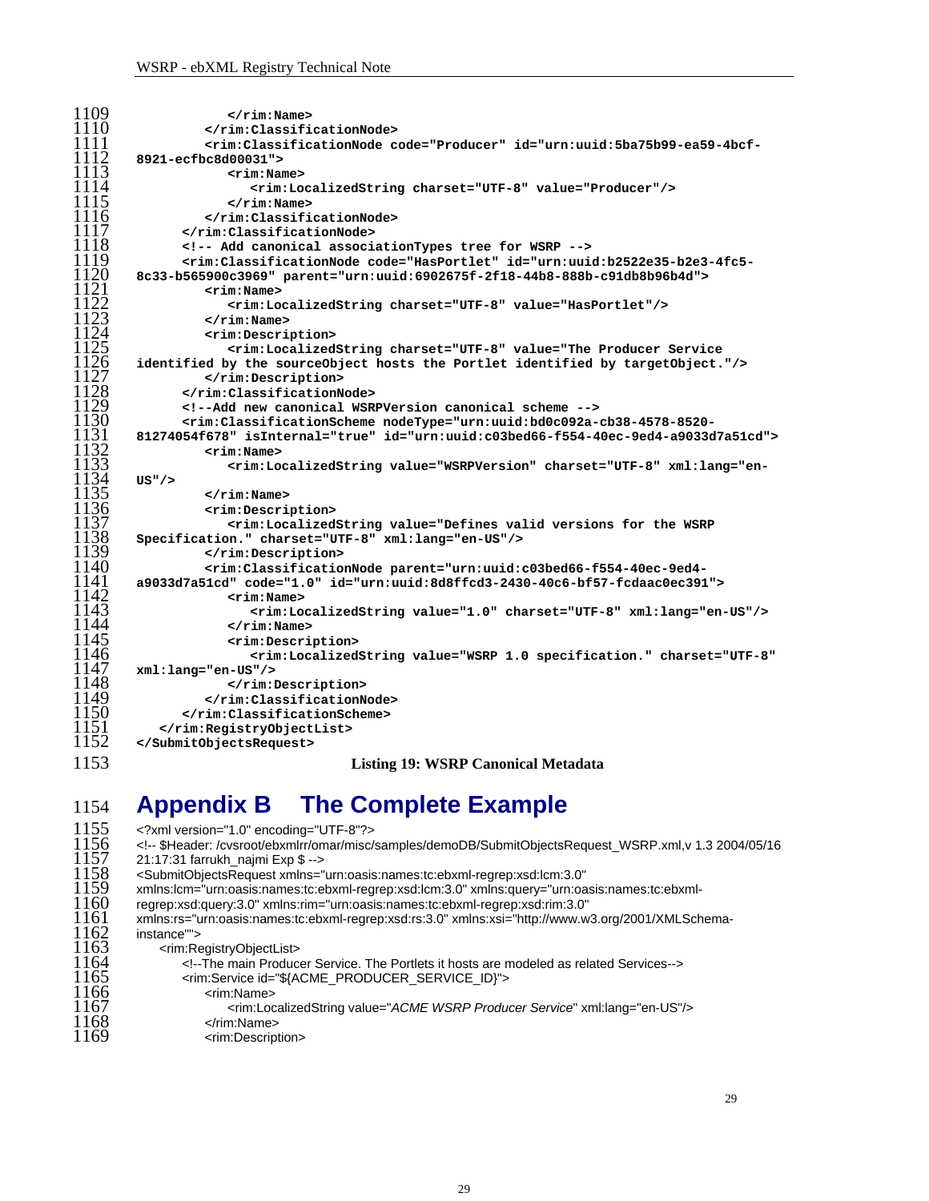```
                </rim:Name>
            </rim:ClassificationNode>
            <rim:ClassificationNode code="Producer" id="urn:uuid:5ba75b99-ea59-4bcf-
8921-ecfbc8d00031">
                <rim:Name>
                    <rim:LocalizedString charset="UTF-8" value="Producer"/>
                </rim:Name>
            </rim:ClassificationNode>
        </rim:ClassificationNode>
        <!-- Add canonical associationTypes tree for WSRP -->
        <rim:ClassificationNode code="HasPortlet" id="urn:uuid:b2522e35-b2e3-4fc5-
8c33-b565900c3969" parent="urn:uuid:6902675f-2f18-44b8-888b-c91db8b96b4d">
            <rim:Name>
                <rim:LocalizedString charset="UTF-8" value="HasPortlet"/>
            </rim:Name>
            <rim:Description>
                <rim:LocalizedString charset="UTF-8" value="The Producer Service
identified by the sourceObject hosts the Portlet identified by targetObject."/>
            </rim:Description>
        </rim:ClassificationNode>
        <!--Add new canonical WSRPVersion canonical scheme -->
        <rim:ClassificationScheme nodeType="urn:uuid:bd0c092a-cb38-4578-8520-
81274054f678" isInternal="true" id="urn:uuid:c03bed66-f554-40ec-9ed4-a9033d7a51cd">
            <rim:Name>
                <rim:LocalizedString value="WSRPVersion" charset="UTF-8" xml:lang="en-
US"/>
            </rim:Name>
            <rim:Description>
                <rim:LocalizedString value="Defines valid versions for the WSRP
Specification." charset="UTF-8" xml:lang="en-US"/>
            </rim:Description>
            <rim:ClassificationNode parent="urn:uuid:c03bed66-f554-40ec-9ed4-
a9033d7a51cd" code="1.0" id="urn:uuid:8d8ffcd3-2430-40c6-bf57-fcdaac0ec391">
                <rim:Name>
                    <rim:LocalizedString value="1.0" charset="UTF-8" xml:lang="en-US"/>
                </rim:Name>
                <rim:Description>
                    <rim:LocalizedString value="WSRP 1.0 specification." charset="UTF-8"
xml:lang="en-US"/>
                </rim:Description>
            </rim:ClassificationNode>
        </rim:ClassificationScheme>
    </rim:RegistryObjectList>
</SubmitObjectsRequest>
```

**Listing 19: WSRP Canonical Metadata**

# Appendix B The Complete Example

```
<?xml version="1.0" encoding="UTF-8"?>
<!-- $Header: /cvsroot/ebxmlrr/omar/misc/samples/demoDB/SubmitObjectsRequest_WSRP.xml,v 1.3 2004/05/16
21:17:31 farrukh_najmi Exp $ -->
<SubmitObjectsRequest xmlns="urn:oasis:names:tc:ebxml-regrep:xsd:lcm:3.0"
xmlns:lcm="urn:oasis:names:tc:ebxml-regrep:xsd:lcm:3.0" xmlns:query="urn:oasis:names:tc:ebxml-
regrep:xsd:query:3.0" xmlns:rim="urn:oasis:names:tc:ebxml-regrep:xsd:rim:3.0"
xmlns:rs="urn:oasis:names:tc:ebxml-regrep:xsd:rs:3.0" xmlns:xsi="http://www.w3.org/2001/XMLSchema-
instance"">
    <rim:RegistryObjectList>
        <!--The main Producer Service. The Portlets it hosts are modeled as related Services-->
        <rim:Service id="${ACME_PRODUCER_SERVICE_ID}">
            <rim:Name>
                <rim:LocalizedString value="ACME WSRP Producer Service" xml:lang="en-US"/>
            </rim:Name>
            <rim:Description>
```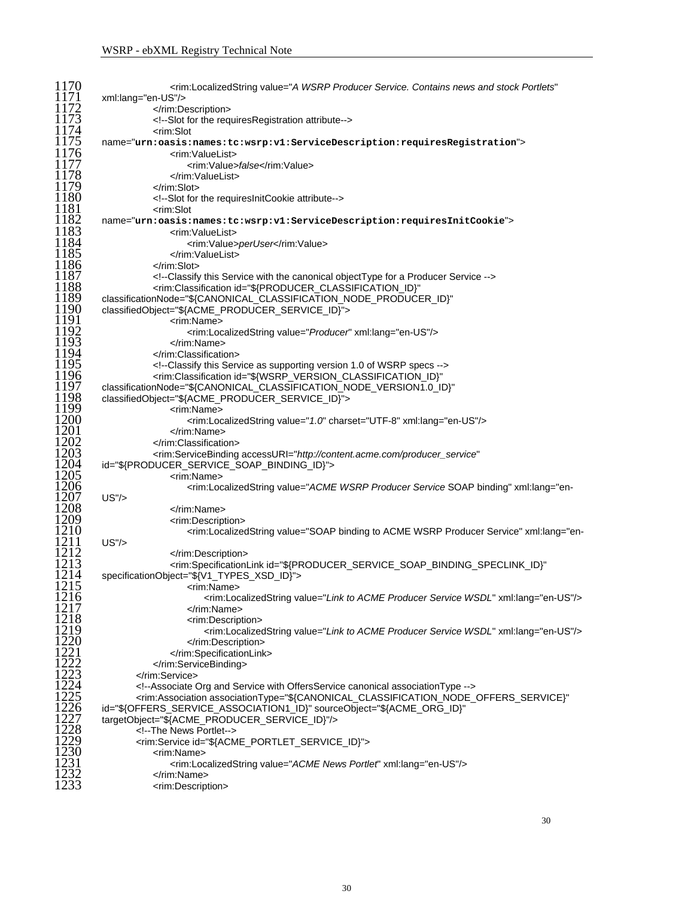```
1170                    <rim:LocalizedString value="A WSRP Producer Service. Contains news and stock Portlets"
1171    xml:lang="en-US"/>
1172                </rim:Description>
1173                <!--Slot for the requiresRegistration attribute-->
1174                <rim:Slot
1175    name="urn:oasis:names:tc:wsrp:v1:ServiceDescription:requiresRegistration">
1176                    <rim:ValueList>
1177                        <rim:Value>false</rim:Value>
1178                    </rim:ValueList>
1179                </rim:Slot>
1180                <!--Slot for the requiresInitCookie attribute-->
1181                <rim:Slot
1182    name="urn:oasis:names:tc:wsrp:v1:ServiceDescription:requiresInitCookie">
1183                    <rim:ValueList>
1184                        <rim:Value>perUser</rim:Value>
1185                    </rim:ValueList>
1186                </rim:Slot>
1187                <!--Classify this Service with the canonical objectType for a Producer Service -->
1188                <rim:Classification id="${PRODUCER_CLASSIFICATION_ID}"
1189    classificationNode="${CANONICAL_CLASSIFICATION_NODE_PRODUCER_ID}"
1190    classifiedObject="${ACME_PRODUCER_SERVICE_ID}">
1191                    <rim:Name>
1192                        <rim:LocalizedString value="Producer" xml:lang="en-US"/>
1193                    </rim:Name>
1194                </rim:Classification>
1195                <!--Classify this Service as supporting version 1.0 of WSRP specs -->
1196                <rim:Classification id="${WSRP_VERSION_CLASSIFICATION_ID}"
1197    classificationNode="${CANONICAL_CLASSIFICATION_NODE_VERSION1.0_ID}"
1198    classifiedObject="${ACME_PRODUCER_SERVICE_ID}">
1199                    <rim:Name>
1200                        <rim:LocalizedString value="1.0" charset="UTF-8" xml:lang="en-US"/>
1201                    </rim:Name>
1202                </rim:Classification>
1203                <rim:ServiceBinding accessURI="http://content.acme.com/producer_service"
1204    id="${PRODUCER_SERVICE_SOAP_BINDING_ID}">
1205                    <rim:Name>
1206                        <rim:LocalizedString value="ACME WSRP Producer Service SOAP binding" xml:lang="en-
1207    US"/>
1208                    </rim:Name>
1209                    <rim:Description>
1210                        <rim:LocalizedString value="SOAP binding to ACME WSRP Producer Service" xml:lang="en-
1211    US"/>
1212                    </rim:Description>
1213                    <rim:SpecificationLink id="${PRODUCER_SERVICE_SOAP_BINDING_SPECLINK_ID}"
1214    specificationObject="${V1_TYPES_XSD_ID}">
1215                        <rim:Name>
1216                            <rim:LocalizedString value="Link to ACME Producer Service WSDL" xml:lang="en-US"/>
1217                        </rim:Name>
1218                        <rim:Description>
1219                            <rim:LocalizedString value="Link to ACME Producer Service WSDL" xml:lang="en-US"/>
1220                        </rim:Description>
1221                    </rim:SpecificationLink>
1222                </rim:ServiceBinding>
1223            </rim:Service>
1224            <!--Associate Org and Service with OffersService canonical associationType -->
1225            <rim:Association associationType="${CANONICAL_CLASSIFICATION_NODE_OFFERS_SERVICE}"
1226    id="${OFFERS_SERVICE_ASSOCIATION1_ID}" sourceObject="${ACME_ORG_ID}"
1227    targetObject="${ACME_PRODUCER_SERVICE_ID}"/>
1228            <!--The News Portlet-->
1229            <rim:Service id="${ACME_PORTLET_SERVICE_ID}">
1230                <rim:Name>
1231                    <rim:LocalizedString value="ACME News Portlet" xml:lang="en-US"/>
1232                </rim:Name>
1233                <rim:Description>
```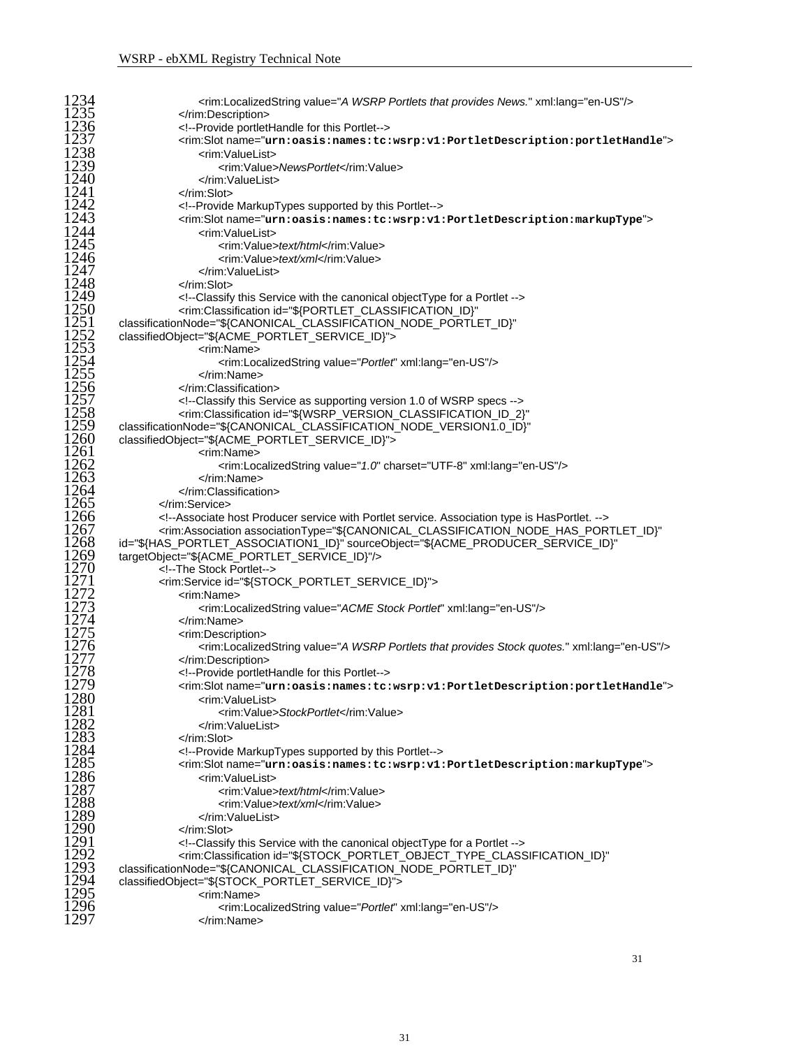```
1234                  <rim:LocalizedString value="A WSRP Portlets that provides News." xml:lang="en-US"/>
1235              </rim:Description>
1236              <!--Provide portletHandle for this Portlet-->
1237              <rim:Slot name="urn:oasis:names:tc:wsrp:v1:PortletDescription:portletHandle">
1238                  <rim:ValueList>
1239                      <rim:Value>NewsPortlet</rim:Value>
1240                  </rim:ValueList>
1241              </rim:Slot>
1242              <!--Provide MarkupTypes supported by this Portlet-->
1243              <rim:Slot name="urn:oasis:names:tc:wsrp:v1:PortletDescription:markupType">
1244                  <rim:ValueList>
1245                      <rim:Value>text/html</rim:Value>
1246                      <rim:Value>text/xml</rim:Value>
1247                  </rim:ValueList>
1248              </rim:Slot>
1249              <!--Classify this Service with the canonical objectType for a Portlet -->
1250              <rim:Classification id="${PORTLET_CLASSIFICATION_ID}"
1251  classificationNode="${CANONICAL_CLASSIFICATION_NODE_PORTLET_ID}"
1252  classifiedObject="${ACME_PORTLET_SERVICE_ID}">
1253                  <rim:Name>
1254                      <rim:LocalizedString value="Portlet" xml:lang="en-US"/>
1255                  </rim:Name>
1256              </rim:Classification>
1257              <!--Classify this Service as supporting version 1.0 of WSRP specs -->
1258              <rim:Classification id="${WSRP_VERSION_CLASSIFICATION_ID_2}"
1259  classificationNode="${CANONICAL_CLASSIFICATION_NODE_VERSION1.0_ID}"
1260  classifiedObject="${ACME_PORTLET_SERVICE_ID}">
1261                  <rim:Name>
1262                      <rim:LocalizedString value="1.0" charset="UTF-8" xml:lang="en-US"/>
1263                  </rim:Name>
1264              </rim:Classification>
1265          </rim:Service>
1266          <!--Associate host Producer service with Portlet service. Association type is HasPortlet. -->
1267          <rim:Association associationType="${CANONICAL_CLASSIFICATION_NODE_HAS_PORTLET_ID}"
1268  id="${HAS_PORTLET_ASSOCIATION1_ID}" sourceObject="${ACME_PRODUCER_SERVICE_ID}"
1269  targetObject="${ACME_PORTLET_SERVICE_ID}"/>
1270          <!--The Stock Portlet-->
1271          <rim:Service id="${STOCK_PORTLET_SERVICE_ID}">
1272              <rim:Name>
1273                  <rim:LocalizedString value="ACME Stock Portlet" xml:lang="en-US"/>
1274              </rim:Name>
1275              <rim:Description>
1276                  <rim:LocalizedString value="A WSRP Portlets that provides Stock quotes." xml:lang="en-US"/>
1277              </rim:Description>
1278              <!--Provide portletHandle for this Portlet-->
1279              <rim:Slot name="urn:oasis:names:tc:wsrp:v1:PortletDescription:portletHandle">
1280                  <rim:ValueList>
1281                      <rim:Value>StockPortlet</rim:Value>
1282                  </rim:ValueList>
1283              </rim:Slot>
1284              <!--Provide MarkupTypes supported by this Portlet-->
1285              <rim:Slot name="urn:oasis:names:tc:wsrp:v1:PortletDescription:markupType">
1286                  <rim:ValueList>
1287                      <rim:Value>text/html</rim:Value>
1288                      <rim:Value>text/xml</rim:Value>
1289                  </rim:ValueList>
1290              </rim:Slot>
1291              <!--Classify this Service with the canonical objectType for a Portlet -->
1292              <rim:Classification id="${STOCK_PORTLET_OBJECT_TYPE_CLASSIFICATION_ID}"
1293  classificationNode="${CANONICAL_CLASSIFICATION_NODE_PORTLET_ID}"
1294  classifiedObject="${STOCK_PORTLET_SERVICE_ID}">
1295                  <rim:Name>
1296                      <rim:LocalizedString value="Portlet" xml:lang="en-US"/>
1297                  </rim:Name>
```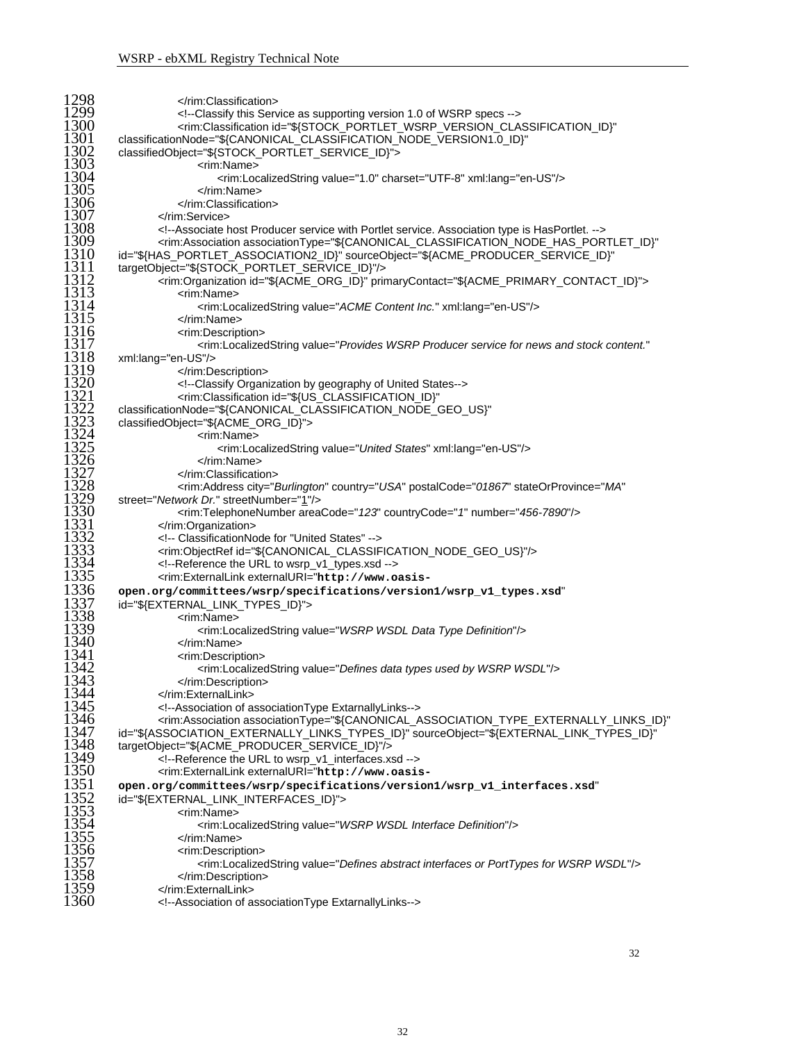```
1298                </rim:Classification>
1299                <!--Classify this Service as supporting version 1.0 of WSRP specs -->
1300                <rim:Classification id="${STOCK_PORTLET_WSRP_VERSION_CLASSIFICATION_ID}"
1301    classificationNode="${CANONICAL_CLASSIFICATION_NODE_VERSION1.0_ID}"
1302    classifiedObject="${STOCK_PORTLET_SERVICE_ID}">
1303                    <rim:Name>
1304                        <rim:LocalizedString value="1.0" charset="UTF-8" xml:lang="en-US"/>
1305                    </rim:Name>
1306                </rim:Classification>
1307            </rim:Service>
1308            <!--Associate host Producer service with Portlet service. Association type is HasPortlet. -->
1309            <rim:Association associationType="${CANONICAL_CLASSIFICATION_NODE_HAS_PORTLET_ID}"
1310    id="${HAS_PORTLET_ASSOCIATION2_ID}" sourceObject="${ACME_PRODUCER_SERVICE_ID}"
1311    targetObject="${STOCK_PORTLET_SERVICE_ID}"/>
1312            <rim:Organization id="${ACME_ORG_ID}" primaryContact="${ACME_PRIMARY_CONTACT_ID}">
1313                <rim:Name>
1314                    <rim:LocalizedString value="ACME Content Inc." xml:lang="en-US"/>
1315                </rim:Name>
1316                <rim:Description>
1317                    <rim:LocalizedString value="Provides WSRP Producer service for news and stock content."
1318    xml:lang="en-US"/>
1319                </rim:Description>
1320                <!--Classify Organization by geography of United States-->
1321                <rim:Classification id="${US_CLASSIFICATION_ID}"
1322    classificationNode="${CANONICAL_CLASSIFICATION_NODE_GEO_US}"
1323    classifiedObject="${ACME_ORG_ID}">
1324                    <rim:Name>
1325                        <rim:LocalizedString value="United States" xml:lang="en-US"/>
1326                    </rim:Name>
1327                </rim:Classification>
1328                <rim:Address city="Burlington" country="USA" postalCode="01867" stateOrProvince="MA"
1329    street="Network Dr." streetNumber="1"/>
1330                <rim:TelephoneNumber areaCode="123" countryCode="1" number="456-7890"/>
1331            </rim:Organization>
1332            <!-- ClassificationNode for "United States" -->
1333            <rim:ObjectRef id="${CANONICAL_CLASSIFICATION_NODE_GEO_US}"/>
1334            <!--Reference the URL to wsrp_v1_types.xsd -->
1335            <rim:ExternalLink externalURI="http://www.oasis-
1336    open.org/committees/wsrp/specifications/version1/wsrp_v1_types.xsd"
1337    id="${EXTERNAL_LINK_TYPES_ID}">
1338                <rim:Name>
1339                    <rim:LocalizedString value="WSRP WSDL Data Type Definition"/>
1340                </rim:Name>
1341                <rim:Description>
1342                    <rim:LocalizedString value="Defines data types used by WSRP WSDL"/>
1343                </rim:Description>
1344            </rim:ExternalLink>
1345            <!--Association of associationType ExtarnallyLinks-->
1346            <rim:Association associationType="${CANONICAL_ASSOCIATION_TYPE_EXTERNALLY_LINKS_ID}"
1347    id="${ASSOCIATION_EXTERNALLY_LINKS_TYPES_ID}" sourceObject="${EXTERNAL_LINK_TYPES_ID}"
1348    targetObject="${ACME_PRODUCER_SERVICE_ID}"/>
1349            <!--Reference the URL to wsrp_v1_interfaces.xsd -->
1350            <rim:ExternalLink externalURI="http://www.oasis-
1351    open.org/committees/wsrp/specifications/version1/wsrp_v1_interfaces.xsd"
1352    id="${EXTERNAL_LINK_INTERFACES_ID}">
1353                <rim:Name>
1354                    <rim:LocalizedString value="WSRP WSDL Interface Definition"/>
1355                </rim:Name>
1356                <rim:Description>
1357                    <rim:LocalizedString value="Defines abstract interfaces or PortTypes for WSRP WSDL"/>
1358                </rim:Description>
1359            </rim:ExternalLink>
1360            <!--Association of associationType ExtarnallyLinks-->
```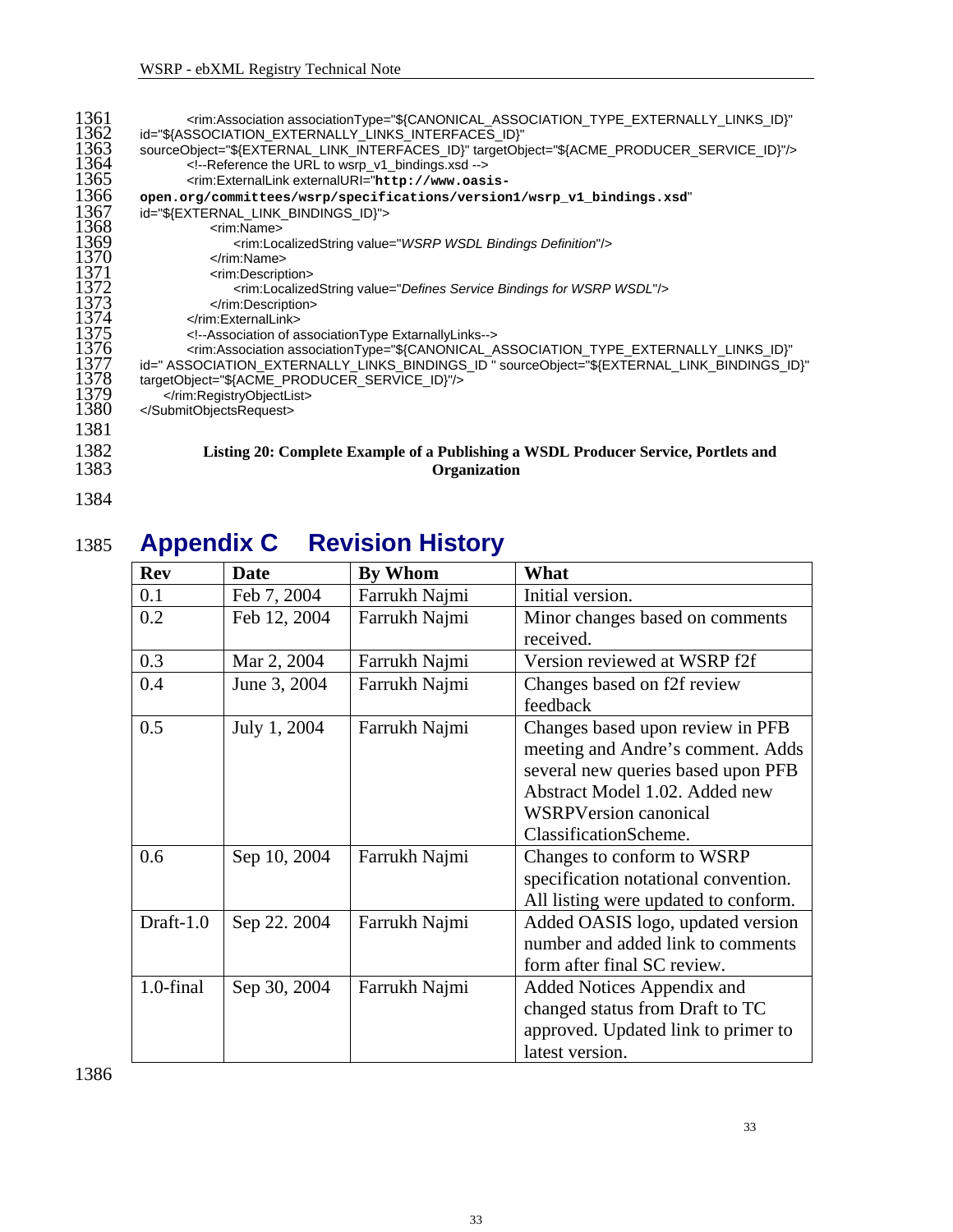```
        <rim:Association associationType="${CANONICAL_ASSOCIATION_TYPE_EXTERNALLY_LINKS_ID}"
id="${ASSOCIATION_EXTERNALLY_LINKS_INTERFACES_ID}"
sourceObject="${EXTERNAL_LINK_INTERFACES_ID}" targetObject="${ACME_PRODUCER_SERVICE_ID}"/>
        <!--Reference the URL to wsrp_v1_bindings.xsd -->
        <rim:ExternalLink externalURI="http://www.oasis-
open.org/committees/wsrp/specifications/version1/wsrp_v1_bindings.xsd"
id="${EXTERNAL_LINK_BINDINGS_ID}">
            <rim:Name>
                <rim:LocalizedString value="WSRP WSDL Bindings Definition"/>
            </rim:Name>
            <rim:Description>
                <rim:LocalizedString value="Defines Service Bindings for WSRP WSDL"/>
            </rim:Description>
        </rim:ExternalLink>
        <!--Association of associationType ExtarnallyLinks-->
        <rim:Association associationType="${CANONICAL_ASSOCIATION_TYPE_EXTERNALLY_LINKS_ID}"
id=" ASSOCIATION_EXTERNALLY_LINKS_BINDINGS_ID " sourceObject="${EXTERNAL_LINK_BINDINGS_ID}"
targetObject="${ACME_PRODUCER_SERVICE_ID}"/>
    </rim:RegistryObjectList>
</SubmitObjectsRequest>
```

**Listing 20: Complete Example of a Publishing a WSDL Producer Service, Portlets and Organization**

# Appendix C Revision History

| Rev | Date | By Whom | What |
|---|---|---|---|
| 0.1 | Feb 7, 2004 | Farrukh Najmi | Initial version. |
| 0.2 | Feb 12, 2004 | Farrukh Najmi | Minor changes based on comments received. |
| 0.3 | Mar 2, 2004 | Farrukh Najmi | Version reviewed at WSRP f2f |
| 0.4 | June 3, 2004 | Farrukh Najmi | Changes based on f2f review feedback |
| 0.5 | July 1, 2004 | Farrukh Najmi | Changes based upon review in PFB meeting and Andre's comment. Adds several new queries based upon PFB Abstract Model 1.02. Added new WSRPVersion canonical ClassificationScheme. |
| 0.6 | Sep 10, 2004 | Farrukh Najmi | Changes to conform to WSRP specification notational convention. All listing were updated to conform. |
| Draft-1.0 | Sep 22. 2004 | Farrukh Najmi | Added OASIS logo, updated version number and added link to comments form after final SC review. |
| 1.0-final | Sep 30, 2004 | Farrukh Najmi | Added Notices Appendix and changed status from Draft to TC approved. Updated link to primer to latest version. |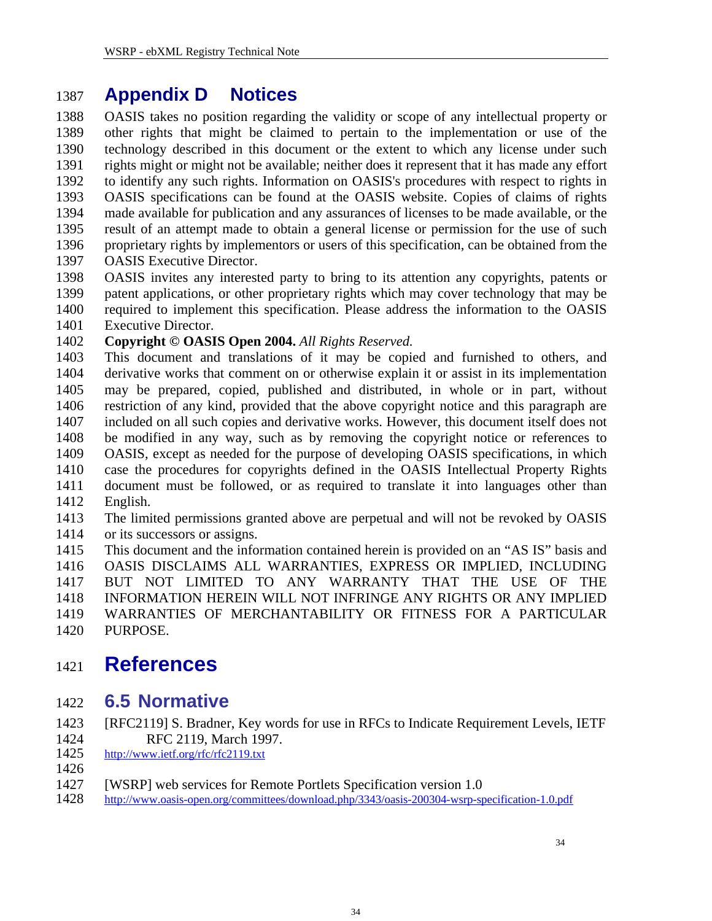# Appendix D Notices

OASIS takes no position regarding the validity or scope of any intellectual property or other rights that might be claimed to pertain to the implementation or use of the technology described in this document or the extent to which any license under such rights might or might not be available; neither does it represent that it has made any effort to identify any such rights. Information on OASIS's procedures with respect to rights in OASIS specifications can be found at the OASIS website. Copies of claims of rights made available for publication and any assurances of licenses to be made available, or the result of an attempt made to obtain a general license or permission for the use of such proprietary rights by implementors or users of this specification, can be obtained from the OASIS Executive Director.

OASIS invites any interested party to bring to its attention any copyrights, patents or patent applications, or other proprietary rights which may cover technology that may be required to implement this specification. Please address the information to the OASIS Executive Director.

**Copyright © OASIS Open 2004.** *All Rights Reserved.*

This document and translations of it may be copied and furnished to others, and derivative works that comment on or otherwise explain it or assist in its implementation may be prepared, copied, published and distributed, in whole or in part, without restriction of any kind, provided that the above copyright notice and this paragraph are included on all such copies and derivative works. However, this document itself does not be modified in any way, such as by removing the copyright notice or references to OASIS, except as needed for the purpose of developing OASIS specifications, in which case the procedures for copyrights defined in the OASIS Intellectual Property Rights document must be followed, or as required to translate it into languages other than English.

The limited permissions granted above are perpetual and will not be revoked by OASIS or its successors or assigns.

This document and the information contained herein is provided on an "AS IS" basis and OASIS DISCLAIMS ALL WARRANTIES, EXPRESS OR IMPLIED, INCLUDING BUT NOT LIMITED TO ANY WARRANTY THAT THE USE OF THE INFORMATION HEREIN WILL NOT INFRINGE ANY RIGHTS OR ANY IMPLIED WARRANTIES OF MERCHANTABILITY OR FITNESS FOR A PARTICULAR PURPOSE.

# References

## 6.5 Normative

[RFC2119] S. Bradner, Key words for use in RFCs to Indicate Requirement Levels, IETF RFC 2119, March 1997.
http://www.ietf.org/rfc/rfc2119.txt

[WSRP] web services for Remote Portlets Specification version 1.0
http://www.oasis-open.org/committees/download.php/3343/oasis-200304-wsrp-specification-1.0.pdf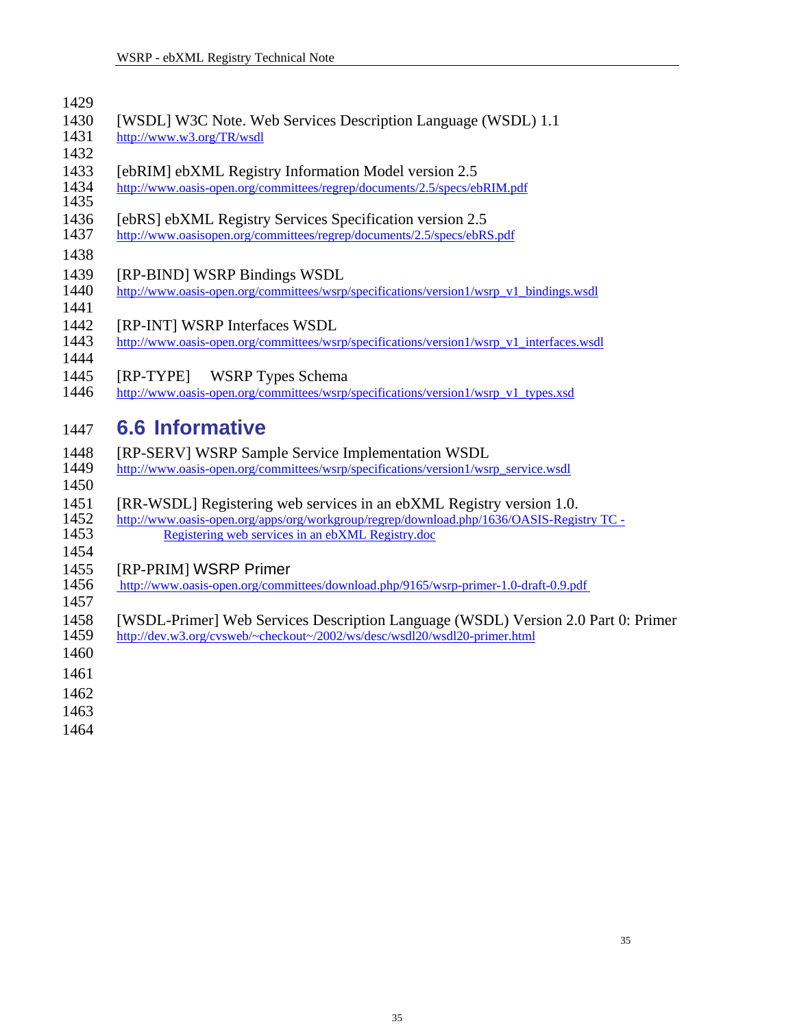[WSDL] W3C Note. Web Services Description Language (WSDL) 1.1
http://www.w3.org/TR/wsdl

[ebRIM] ebXML Registry Information Model version 2.5
http://www.oasis-open.org/committees/regrep/documents/2.5/specs/ebRIM.pdf

[ebRS] ebXML Registry Services Specification version 2.5
http://www.oasisopen.org/committees/regrep/documents/2.5/specs/ebRS.pdf

[RP-BIND] WSRP Bindings WSDL
http://www.oasis-open.org/committees/wsrp/specifications/version1/wsrp_v1_bindings.wsdl

[RP-INT] WSRP Interfaces WSDL
http://www.oasis-open.org/committees/wsrp/specifications/version1/wsrp_v1_interfaces.wsdl

[RP-TYPE] WSRP Types Schema
http://www.oasis-open.org/committees/wsrp/specifications/version1/wsrp_v1_types.xsd

## 6.6 Informative

[RP-SERV] WSRP Sample Service Implementation WSDL
http://www.oasis-open.org/committees/wsrp/specifications/version1/wsrp_service.wsdl

[RR-WSDL] Registering web services in an ebXML Registry version 1.0.
http://www.oasis-open.org/apps/org/workgroup/regrep/download.php/1636/OASIS-Registry TC - Registering web services in an ebXML Registry.doc

[RP-PRIM] WSRP Primer
http://www.oasis-open.org/committees/download.php/9165/wsrp-primer-1.0-draft-0.9.pdf

[WSDL-Primer] Web Services Description Language (WSDL) Version 2.0 Part 0: Primer
http://dev.w3.org/cvsweb/~checkout~/2002/ws/desc/wsdl20/wsdl20-primer.html